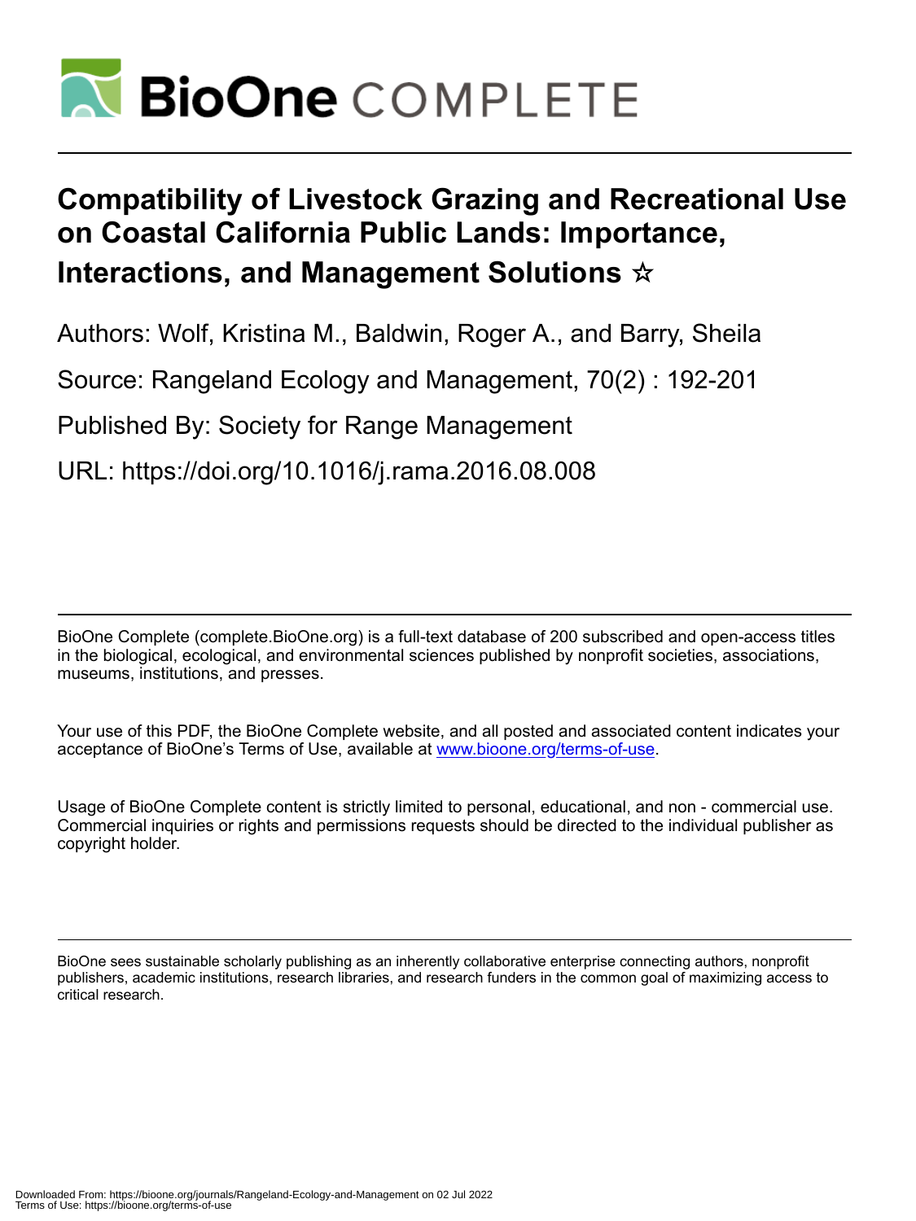# BioOne COMPLETE

# Compatibility of Livestock Grazing and Recreational Use on Coastal California Public Lands: Importance, Interactions, and Management Solutions ☆

Authors: Wolf, Kristina M., Baldwin, Roger A., and Barry, Sheila

Source: Rangeland Ecology and Management, 70(2) : 192-201

Published By: Society for Range Management

URL: https://doi.org/10.1016/j.rama.2016.08.008

BioOne Complete (complete.BioOne.org) is a full-text database of 200 subscribed and open-access titles in the biological, ecological, and environmental sciences published by nonprofit societies, associations, museums, institutions, and presses.

Your use of this PDF, the BioOne Complete website, and all posted and associated content indicates your acceptance of BioOne's Terms of Use, available at www.bioone.org/terms-of-use.

Usage of BioOne Complete content is strictly limited to personal, educational, and non - commercial use. Commercial inquiries or rights and permissions requests should be directed to the individual publisher as copyright holder.

BioOne sees sustainable scholarly publishing as an inherently collaborative enterprise connecting authors, nonprofit publishers, academic institutions, research libraries, and research funders in the common goal of maximizing access to critical research.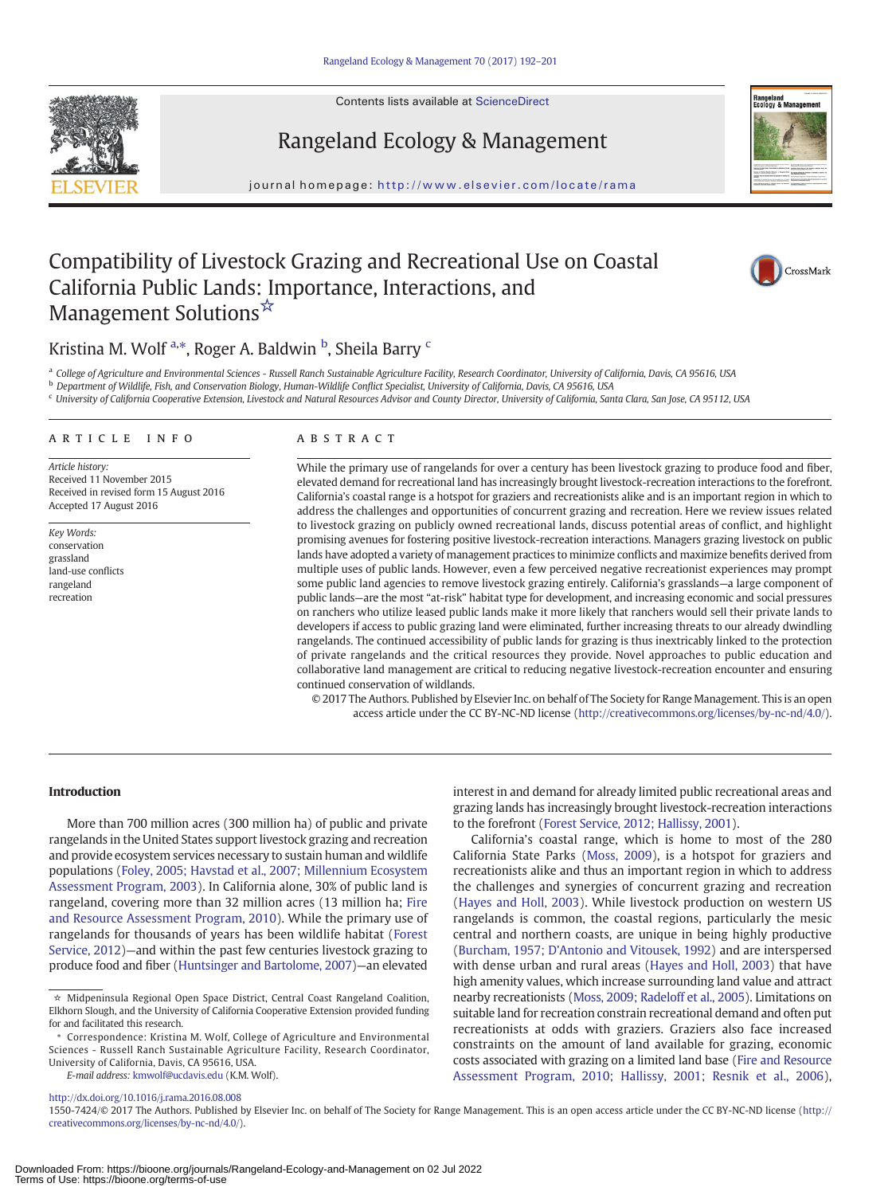# Compatibility of Livestock Grazing and Recreational Use on Coastal California Public Lands: Importance, Interactions, and Management Solutions☆

Kristina M. Wolf [a,*], Roger A. Baldwin [b], Sheila Barry [c]

[a] College of Agricultural and Environmental Sciences - Russell Ranch Sustainable Agriculture Facility, Research Coordinator, University of California, Davis, CA 95616, USA
[b] Department of Wildlife, Fish, and Conservation Biology, Human-Wildlife Conflict Specialist, University of California, Davis, CA 95616, USA
[c] University of California Cooperative Extension, Livestock and Natural Resources Advisor and County Director, University of California, Santa Clara, San Jose, CA 95112, USA

## ARTICLE INFO

*Article history:*
Received 11 November 2015
Received in revised form 15 August 2016
Accepted 17 August 2016

*Key Words:*
conservation
grassland
land-use conflicts
rangeland
recreation

## ABSTRACT

While the primary use of rangelands for over a century has been livestock grazing to produce food and fiber, elevated demand for recreational land has increasingly brought livestock-recreation interactions to the forefront. California's coastal range is a hotspot for graziers and recreationists alike and is an important region in which to address the challenges and opportunities of concurrent grazing and recreation. Here we review issues related to livestock grazing on publicly owned recreational lands, discuss potential areas of conflict, and highlight promising avenues for fostering positive livestock-recreation interactions. Managers grazing livestock on public lands have adopted a variety of management practices to minimize conflicts and maximize benefits derived from multiple uses of public lands. However, even a few perceived negative recreationist experiences may prompt some public land agencies to remove livestock grazing entirely. California's grasslands—a large component of public lands—are the most "at-risk" habitat type for development, and increasing economic and social pressures on ranchers who utilize leased public lands make it more likely that ranchers would sell their private lands to developers if access to public grazing land were eliminated, further increasing threats to our already dwindling rangelands. The continued accessibility of public lands for grazing is thus inextricably linked to the protection of private rangelands and the critical resources they provide. Novel approaches to public education and collaborative land management are critical to reducing negative livestock-recreation encounter and ensuring continued conservation of wildlands.

© 2017 The Authors. Published by Elsevier Inc. on behalf of The Society for Range Management. This is an open access article under the CC BY-NC-ND license (http://creativecommons.org/licenses/by-nc-nd/4.0/).

## Introduction

More than 700 million acres (300 million ha) of public and private rangelands in the United States support livestock grazing and recreation and provide ecosystem services necessary to sustain human and wildlife populations (Foley, 2005; Havstad et al., 2007; Millennium Ecosystem Assessment Program, 2003). In California alone, 30% of public land is rangeland, covering more than 32 million acres (13 million ha; Fire and Resource Assessment Program, 2010). While the primary use of rangelands for thousands of years has been wildlife habitat (Forest Service, 2012)—and within the past few centuries livestock grazing to produce food and fiber (Huntsinger and Bartolome, 2007)—an elevated interest in and demand for already limited public recreational areas and grazing lands has increasingly brought livestock-recreation interactions to the forefront (Forest Service, 2012; Hallissy, 2001).

California's coastal range, which is home to most of the 280 California State Parks (Moss, 2009), is a hotspot for graziers and recreationists alike and thus an important region in which to address the challenges and synergies of concurrent grazing and recreation (Hayes and Holl, 2003). While livestock production on western US rangelands is common, the coastal regions, particularly the mesic central and northern coasts, are unique in being highly productive (Burcham, 1957; D'Antonio and Vitousek, 1992) and are interspersed with dense urban and rural areas (Hayes and Holl, 2003) that have high amenity values, which increase surrounding land value and attract nearby recreationists (Moss, 2009; Radeloff et al., 2005). Limitations on suitable land for recreation constrain recreational demand and often put recreationists at odds with graziers. Graziers also face increased constraints on the amount of land available for grazing, economic costs associated with grazing on a limited land base (Fire and Resource Assessment Program, 2010; Hallissy, 2001; Resnik et al., 2006),

☆ Midpeninsula Regional Open Space District, Central Coast Rangeland Coalition, Elkhorn Slough, and the University of California Cooperative Extension provided funding for and facilitated this research.

\* Correspondence: Kristina M. Wolf, College of Agricultural and Environmental Sciences - Russell Ranch Sustainable Agriculture Facility, Research Coordinator, University of California, Davis, CA 95616, USA.
E-mail address: kmwolf@ucdavis.edu (K.M. Wolf).

http://dx.doi.org/10.1016/j.rama.2016.08.008
1550-7424/© 2017 The Authors. Published by Elsevier Inc. on behalf of The Society for Range Management. This is an open access article under the CC BY-NC-ND license (http://creativecommons.org/licenses/by-nc-nd/4.0/).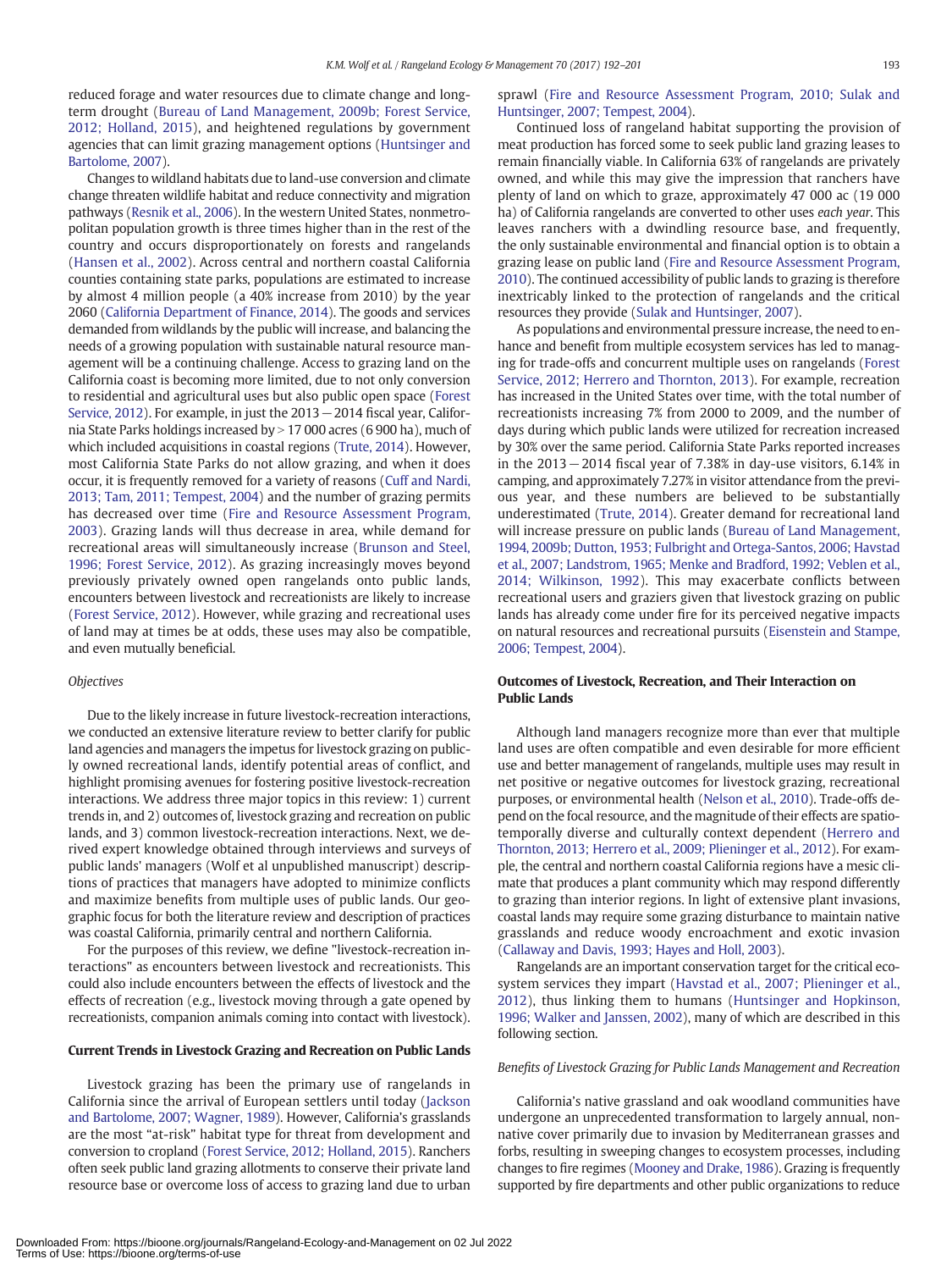reduced forage and water resources due to climate change and long-term drought (Bureau of Land Management, 2009b; Forest Service, 2012; Holland, 2015), and heightened regulations by government agencies that can limit grazing management options (Huntsinger and Bartolome, 2007).

Changes to wildland habitats due to land-use conversion and climate change threaten wildlife habitat and reduce connectivity and migration pathways (Resnik et al., 2006). In the western United States, nonmetropolitan population growth is three times higher than in the rest of the country and occurs disproportionately on forests and rangelands (Hansen et al., 2002). Across central and northern coastal California counties containing state parks, populations are estimated to increase by almost 4 million people (a 40% increase from 2010) by the year 2060 (California Department of Finance, 2014). The goods and services demanded from wildlands by the public will increase, and balancing the needs of a growing population with sustainable natural resource management will be a continuing challenge. Access to grazing land on the California coast is becoming more limited, due to not only conversion to residential and agricultural uses but also public open space (Forest Service, 2012). For example, in just the 2013 − 2014 fiscal year, California State Parks holdings increased by > 17 000 acres (6 900 ha), much of which included acquisitions in coastal regions (Trute, 2014). However, most California State Parks do not allow grazing, and when it does occur, it is frequently removed for a variety of reasons (Cuff and Nardi, 2013; Tam, 2011; Tempest, 2004) and the number of grazing permits has decreased over time (Fire and Resource Assessment Program, 2003). Grazing lands will thus decrease in area, while demand for recreational areas will simultaneously increase (Brunson and Steel, 1996; Forest Service, 2012). As grazing increasingly moves beyond previously privately owned open rangelands onto public lands, encounters between livestock and recreationists are likely to increase (Forest Service, 2012). However, while grazing and recreational uses of land may at times be at odds, these uses may also be compatible, and even mutually beneficial.

### Objectives

Due to the likely increase in future livestock-recreation interactions, we conducted an extensive literature review to better clarify for public land agencies and managers the impetus for livestock grazing on publicly owned recreational lands, identify potential areas of conflict, and highlight promising avenues for fostering positive livestock-recreation interactions. We address three major topics in this review: 1) current trends in, and 2) outcomes of, livestock grazing and recreation on public lands, and 3) common livestock-recreation interactions. Next, we derived expert knowledge obtained through interviews and surveys of public lands' managers (Wolf et al unpublished manuscript) descriptions of practices that managers have adopted to minimize conflicts and maximize benefits from multiple uses of public lands. Our geographic focus for both the literature review and description of practices was coastal California, primarily central and northern California.

For the purposes of this review, we define "livestock-recreation interactions" as encounters between livestock and recreationists. This could also include encounters between the effects of livestock and the effects of recreation (e.g., livestock moving through a gate opened by recreationists, companion animals coming into contact with livestock).

## Current Trends in Livestock Grazing and Recreation on Public Lands

Livestock grazing has been the primary use of rangelands in California since the arrival of European settlers until today (Jackson and Bartolome, 2007; Wagner, 1989). However, California's grasslands are the most "at-risk" habitat type for threat from development and conversion to cropland (Forest Service, 2012; Holland, 2015). Ranchers often seek public land grazing allotments to conserve their private land resource base or overcome loss of access to grazing land due to urban sprawl (Fire and Resource Assessment Program, 2010; Sulak and Huntsinger, 2007; Tempest, 2004).

Continued loss of rangeland habitat supporting the provision of meat production has forced some to seek public land grazing leases to remain financially viable. In California 63% of rangelands are privately owned, and while this may give the impression that ranchers have plenty of land on which to graze, approximately 47 000 ac (19 000 ha) of California rangelands are converted to other uses *each year*. This leaves ranchers with a dwindling resource base, and frequently, the only sustainable environmental and financial option is to obtain a grazing lease on public land (Fire and Resource Assessment Program, 2010). The continued accessibility of public lands to grazing is therefore inextricably linked to the protection of rangelands and the critical resources they provide (Sulak and Huntsinger, 2007).

As populations and environmental pressure increase, the need to enhance and benefit from multiple ecosystem services has led to managing for trade-offs and concurrent multiple uses on rangelands (Forest Service, 2012; Herrero and Thornton, 2013). For example, recreation has increased in the United States over time, with the total number of recreationists increasing 7% from 2000 to 2009, and the number of days during which public lands were utilized for recreation increased by 30% over the same period. California State Parks reported increases in the 2013 − 2014 fiscal year of 7.38% in day-use visitors, 6.14% in camping, and approximately 7.27% in visitor attendance from the previous year, and these numbers are believed to be substantially underestimated (Trute, 2014). Greater demand for recreational land will increase pressure on public lands (Bureau of Land Management, 1994, 2009b; Dutton, 1953; Fulbright and Ortega-Santos, 2006; Havstad et al., 2007; Landstrom, 1965; Menke and Bradford, 1992; Veblen et al., 2014; Wilkinson, 1992). This may exacerbate conflicts between recreational users and graziers given that livestock grazing on public lands has already come under fire for its perceived negative impacts on natural resources and recreational pursuits (Eisenstein and Stampe, 2006; Tempest, 2004).

## Outcomes of Livestock, Recreation, and Their Interaction on Public Lands

Although land managers recognize more than ever that multiple land uses are often compatible and even desirable for more efficient use and better management of rangelands, multiple uses may result in net positive or negative outcomes for livestock grazing, recreational purposes, or environmental health (Nelson et al., 2010). Trade-offs depend on the focal resource, and the magnitude of their effects are spatiotemporally diverse and culturally context dependent (Herrero and Thornton, 2013; Herrero et al., 2009; Plieninger et al., 2012). For example, the central and northern coastal California regions have a mesic climate that produces a plant community which may respond differently to grazing than interior regions. In light of extensive plant invasions, coastal lands may require some grazing disturbance to maintain native grasslands and reduce woody encroachment and exotic invasion (Callaway and Davis, 1993; Hayes and Holl, 2003).

Rangelands are an important conservation target for the critical ecosystem services they impart (Havstad et al., 2007; Plieninger et al., 2012), thus linking them to humans (Huntsinger and Hopkinson, 1996; Walker and Janssen, 2002), many of which are described in this following section.

### Benefits of Livestock Grazing for Public Lands Management and Recreation

California's native grassland and oak woodland communities have undergone an unprecedented transformation to largely annual, nonnative cover primarily due to invasion by Mediterranean grasses and forbs, resulting in sweeping changes to ecosystem processes, including changes to fire regimes (Mooney and Drake, 1986). Grazing is frequently supported by fire departments and other public organizations to reduce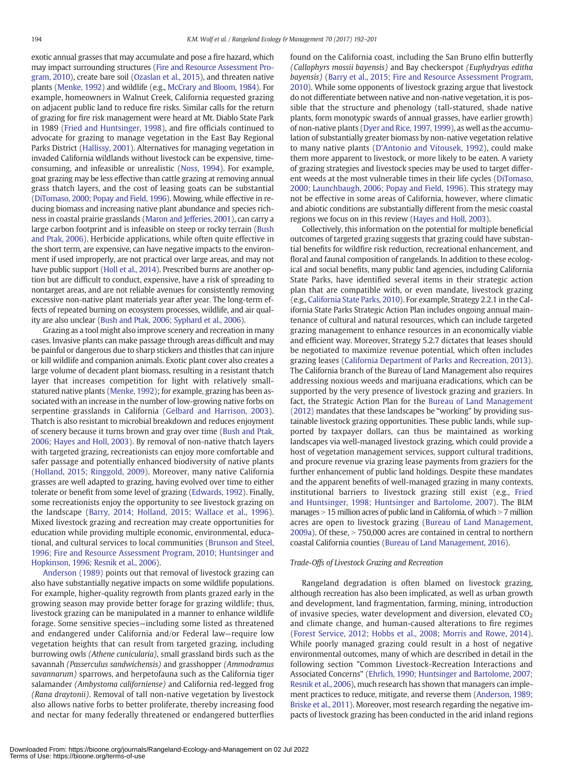exotic annual grasses that may accumulate and pose a fire hazard, which may impact surrounding structures (Fire and Resource Assessment Program, 2010), create bare soil (Ozaslan et al., 2015), and threaten native plants (Menke, 1992) and wildlife (e.g., McCrary and Bloom, 1984). For example, homeowners in Walnut Creek, California requested grazing on adjacent public land to reduce fire risks. Similar calls for the return of grazing for fire risk management were heard at Mt. Diablo State Park in 1989 (Fried and Huntsinger, 1998), and fire officials continued to advocate for grazing to manage vegetation in the East Bay Regional Parks District (Hallissy, 2001). Alternatives for managing vegetation in invaded California wildlands without livestock can be expensive, time-consuming, and infeasible or unrealistic (Noss, 1994). For example, goat grazing may be less effective than cattle grazing at removing annual grass thatch layers, and the cost of leasing goats can be substantial (DiTomaso, 2000; Popay and Field, 1996). Mowing, while effective in reducing biomass and increasing native plant abundance and species richness in coastal prairie grasslands (Maron and Jefferies, 2001), can carry a large carbon footprint and is infeasible on steep or rocky terrain (Bush and Ptak, 2006). Herbicide applications, while often quite effective in the short term, are expensive, can have negative impacts to the environment if used improperly, are not practical over large areas, and may not have public support (Holl et al., 2014). Prescribed burns are another option but are difficult to conduct, expensive, have a risk of spreading to nontarget areas, and are not reliable avenues for consistently removing excessive non-native plant materials year after year. The long-term effects of repeated burning on ecosystem processes, wildlife, and air quality are also unclear (Bush and Ptak, 2006; Syphard et al., 2006).

Grazing as a tool might also improve scenery and recreation in many cases. Invasive plants can make passage through areas difficult and may be painful or dangerous due to sharp stickers and thistles that can injure or kill wildlife and companion animals. Exotic plant cover also creates a large volume of decadent plant biomass, resulting in a resistant thatch layer that increases competition for light with relatively small-statured native plants (Menke, 1992); for example, grazing has been associated with an increase in the number of low-growing native forbs on serpentine grasslands in California (Gelbard and Harrison, 2003). Thatch is also resistant to microbial breakdown and reduces enjoyment of scenery because it turns brown and gray over time (Bush and Ptak, 2006; Hayes and Holl, 2003). By removal of non-native thatch layers with targeted grazing, recreationists can enjoy more comfortable and safer passage and potentially enhanced biodiversity of native plants (Holland, 2015; Ringgold, 2009). Moreover, many native California grasses are well adapted to grazing, having evolved over time to either tolerate or benefit from some level of grazing (Edwards, 1992). Finally, some recreationists enjoy the opportunity to see livestock grazing on the landscape (Barry, 2014; Holland, 2015; Wallace et al., 1996). Mixed livestock grazing and recreation may create opportunities for education while providing multiple economic, environmental, educational, and cultural services to local communities (Brunson and Steel, 1996; Fire and Resource Assessment Program, 2010; Huntsinger and Hopkinson, 1996; Resnik et al., 2006).

Anderson (1989) points out that removal of livestock grazing can also have substantially negative impacts on some wildlife populations. For example, higher-quality regrowth from plants grazed early in the growing season may provide better forage for grazing wildlife; thus, livestock grazing can be manipulated in a manner to enhance wildlife forage. Some sensitive species—including some listed as threatened and endangered under California and/or Federal law—require low vegetation heights that can result from targeted grazing, including burrowing owls *(Athene cunicularia)*, small grassland birds such as the savannah *(Passerculus sandwichensis)* and grasshopper *(Ammodramus savannarum)* sparrows, and herpetofauna such as the California tiger salamander *(Ambystoma californiense)* and California red-legged frog *(Rana draytonii)*. Removal of tall non-native vegetation by livestock also allows native forbs to better proliferate, thereby increasing food and nectar for many federally threatened or endangered butterflies found on the California coast, including the San Bruno elfin butterfly *(Callophyrs mossii bayensis)* and Bay checkerspot *(Euphydryas editha bayensis)* (Barry et al., 2015; Fire and Resource Assessment Program, 2010). While some opponents of livestock grazing argue that livestock do not differentiate between native and non-native vegetation, it is possible that the structure and phenology (tall-statured, shade native plants, form monotypic swards of annual grasses, have earlier growth) of non-native plants (Dyer and Rice, 1997, 1999), as well as the accumulation of substantially greater biomass by non-native vegetation relative to many native plants (D'Antonio and Vitousek, 1992), could make them more apparent to livestock, or more likely to be eaten. A variety of grazing strategies and livestock species may be used to target different weeds at the most vulnerable times in their life cycles (DiTomaso, 2000; Launchbaugh, 2006; Popay and Field, 1996). This strategy may not be effective in some areas of California, however, where climatic and abiotic conditions are substantially different from the mesic coastal regions we focus on in this review (Hayes and Holl, 2003).

Collectively, this information on the potential for multiple beneficial outcomes of targeted grazing suggests that grazing could have substantial benefits for wildfire risk reduction, recreational enhancement, and floral and faunal composition of rangelands. In addition to these ecological and social benefits, many public land agencies, including California State Parks, have identified several items in their strategic action plan that are compatible with, or even mandate, livestock grazing (e.g., California State Parks, 2010). For example, Strategy 2.2.1 in the California State Parks Strategic Action Plan includes ongoing annual maintenance of cultural and natural resources, which can include targeted grazing management to enhance resources in an economically viable and efficient way. Moreover, Strategy 5.2.7 dictates that leases should be negotiated to maximize revenue potential, which often includes grazing leases (California Department of Parks and Recreation, 2013). The California branch of the Bureau of Land Management also requires addressing noxious weeds and marijuana eradications, which can be supported by the very presence of livestock grazing and graziers. In fact, the Strategic Action Plan for the Bureau of Land Management (2012) mandates that these landscapes be "working" by providing sustainable livestock grazing opportunities. These public lands, while supported by taxpayer dollars, can thus be maintained as working landscapes via well-managed livestock grazing, which could provide a host of vegetation management services, support cultural traditions, and procure revenue via grazing lease payments from graziers for the further enhancement of public land holdings. Despite these mandates and the apparent benefits of well-managed grazing in many contexts, institutional barriers to livestock grazing still exist (e.g., Fried and Huntsinger, 1998; Huntsinger and Bartolome, 2007). The BLM manages > 15 million acres of public land in California, of which > 7 million acres are open to livestock grazing (Bureau of Land Management, 2009a). Of these, > 750,000 acres are contained in central to northern coastal California counties (Bureau of Land Management, 2016).

### Trade-Offs of Livestock Grazing and Recreation

Rangeland degradation is often blamed on livestock grazing, although recreation has also been implicated, as well as urban growth and development, land fragmentation, farming, mining, introduction of invasive species, water development and diversion, elevated $CO_2$ and climate change, and human-caused alterations to fire regimes (Forest Service, 2012; Hobbs et al., 2008; Morris and Rowe, 2014). While poorly managed grazing could result in a host of negative environmental outcomes, many of which are described in detail in the following section "Common Livestock-Recreation Interactions and Associated Concerns" (Ehrlich, 1990; Huntsinger and Bartolome, 2007; Resnik et al., 2006), much research has shown that managers can implement practices to reduce, mitigate, and reverse them (Anderson, 1989; Briske et al., 2011). Moreover, most research regarding the negative impacts of livestock grazing has been conducted in the arid inland regions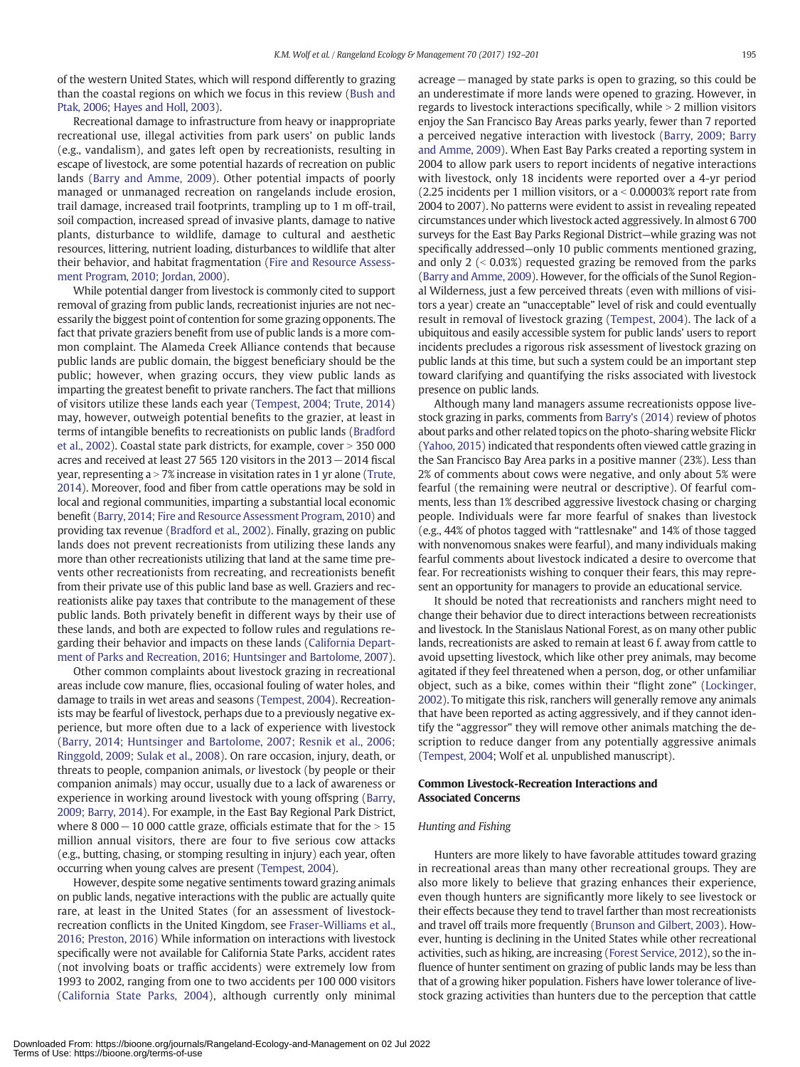of the western United States, which will respond differently to grazing than the coastal regions on which we focus in this review (Bush and Ptak, 2006; Hayes and Holl, 2003).

Recreational damage to infrastructure from heavy or inappropriate recreational use, illegal activities from park users' on public lands (e.g., vandalism), and gates left open by recreationists, resulting in escape of livestock, are some potential hazards of recreation on public lands (Barry and Amme, 2009). Other potential impacts of poorly managed or unmanaged recreation on rangelands include erosion, trail damage, increased trail footprints, trampling up to 1 m off-trail, soil compaction, increased spread of invasive plants, damage to native plants, disturbance to wildlife, damage to cultural and aesthetic resources, littering, nutrient loading, disturbances to wildlife that alter their behavior, and habitat fragmentation (Fire and Resource Assessment Program, 2010; Jordan, 2000).

While potential danger from livestock is commonly cited to support removal of grazing from public lands, recreationist injuries are not necessarily the biggest point of contention for some grazing opponents. The fact that private graziers benefit from use of public lands is a more common complaint. The Alameda Creek Alliance contends that because public lands are public domain, the biggest beneficiary should be the public; however, when grazing occurs, they view public lands as imparting the greatest benefit to private ranchers. The fact that millions of visitors utilize these lands each year (Tempest, 2004; Trute, 2014) may, however, outweigh potential benefits to the grazier, at least in terms of intangible benefits to recreationists on public lands (Bradford et al., 2002). Coastal state park districts, for example, cover > 350 000 acres and received at least 27 565 120 visitors in the 2013 − 2014 fiscal year, representing a > 7% increase in visitation rates in 1 yr alone (Trute, 2014). Moreover, food and fiber from cattle operations may be sold in local and regional communities, imparting a substantial local economic benefit (Barry, 2014; Fire and Resource Assessment Program, 2010) and providing tax revenue (Bradford et al., 2002). Finally, grazing on public lands does not prevent recreationists from utilizing these lands any more than other recreationists utilizing that land at the same time prevents other recreationists from recreating, and recreationists benefit from their private use of this public land base as well. Graziers and recreationists alike pay taxes that contribute to the management of these public lands. Both privately benefit in different ways by their use of these lands, and both are expected to follow rules and regulations regarding their behavior and impacts on these lands (California Department of Parks and Recreation, 2016; Huntsinger and Bartolome, 2007).

Other common complaints about livestock grazing in recreational areas include cow manure, flies, occasional fouling of water holes, and damage to trails in wet areas and seasons (Tempest, 2004). Recreationists may be fearful of livestock, perhaps due to a previously negative experience, but more often due to a lack of experience with livestock (Barry, 2014; Huntsinger and Bartolome, 2007; Resnik et al., 2006; Ringgold, 2009; Sulak et al., 2008). On rare occasion, injury, death, or threats to people, companion animals, *or* livestock (by people or their companion animals) may occur, usually due to a lack of awareness or experience in working around livestock with young offspring (Barry, 2009; Barry, 2014). For example, in the East Bay Regional Park District, where 8 000 − 10 000 cattle graze, officials estimate that for the > 15 million annual visitors, there are four to five serious cow attacks (e.g., butting, chasing, or stomping resulting in injury) each year, often occurring when young calves are present (Tempest, 2004).

However, despite some negative sentiments toward grazing animals on public lands, negative interactions with the public are actually quite rare, at least in the United States (for an assessment of livestock-recreation conflicts in the United Kingdom, see Fraser-Williams et al., 2016; Preston, 2016) While information on interactions with livestock specifically were not available for California State Parks, accident rates (not involving boats or traffic accidents) were extremely low from 1993 to 2002, ranging from one to two accidents per 100 000 visitors (California State Parks, 2004), although currently only minimal acreage − managed by state parks is open to grazing, so this could be an underestimate if more lands were opened to grazing. However, in regards to livestock interactions specifically, while > 2 million visitors enjoy the San Francisco Bay Areas parks yearly, fewer than 7 reported a perceived negative interaction with livestock (Barry, 2009; Barry and Amme, 2009). When East Bay Parks created a reporting system in 2004 to allow park users to report incidents of negative interactions with livestock, only 18 incidents were reported over a 4-yr period (2.25 incidents per 1 million visitors, or a < 0.00003% report rate from 2004 to 2007). No patterns were evident to assist in revealing repeated circumstances under which livestock acted aggressively. In almost 6 700 surveys for the East Bay Parks Regional District—while grazing was not specifically addressed—only 10 public comments mentioned grazing, and only 2 (< 0.03%) requested grazing be removed from the parks (Barry and Amme, 2009). However, for the officials of the Sunol Regional Wilderness, just a few perceived threats (even with millions of visitors a year) create an "unacceptable" level of risk and could eventually result in removal of livestock grazing (Tempest, 2004). The lack of a ubiquitous and easily accessible system for public lands' users to report incidents precludes a rigorous risk assessment of livestock grazing on public lands at this time, but such a system could be an important step toward clarifying and quantifying the risks associated with livestock presence on public lands.

Although many land managers assume recreationists oppose livestock grazing in parks, comments from Barry's (2014) review of photos about parks and other related topics on the photo-sharing website Flickr (Yahoo, 2015) indicated that respondents often viewed cattle grazing in the San Francisco Bay Area parks in a positive manner (23%). Less than 2% of comments about cows were negative, and only about 5% were fearful (the remaining were neutral or descriptive). Of fearful comments, less than 1% described aggressive livestock chasing or charging people. Individuals were far more fearful of snakes than livestock (e.g., 44% of photos tagged with "rattlesnake" and 14% of those tagged with nonvenomous snakes were fearful), and many individuals making fearful comments about livestock indicated a desire to overcome that fear. For recreationists wishing to conquer their fears, this may represent an opportunity for managers to provide an educational service.

It should be noted that recreationists and ranchers might need to change their behavior due to direct interactions between recreationists and livestock. In the Stanislaus National Forest, as on many other public lands, recreationists are asked to remain at least 6 f. away from cattle to avoid upsetting livestock, which like other prey animals, may become agitated if they feel threatened when a person, dog, or other unfamiliar object, such as a bike, comes within their "flight zone" (Lockinger, 2002). To mitigate this risk, ranchers will generally remove any animals that have been reported as acting aggressively, and if they cannot identify the "aggressor" they will remove other animals matching the description to reduce danger from any potentially aggressive animals (Tempest, 2004; Wolf et al. unpublished manuscript).

## Common Livestock-Recreation Interactions and Associated Concerns

### *Hunting and Fishing*

Hunters are more likely to have favorable attitudes toward grazing in recreational areas than many other recreational groups. They are also more likely to believe that grazing enhances their experience, even though hunters are significantly more likely to see livestock or their effects because they tend to travel farther than most recreationists and travel off trails more frequently (Brunson and Gilbert, 2003). However, hunting is declining in the United States while other recreational activities, such as hiking, are increasing (Forest Service, 2012), so the influence of hunter sentiment on grazing of public lands may be less than that of a growing hiker population. Fishers have lower tolerance of livestock grazing activities than hunters due to the perception that cattle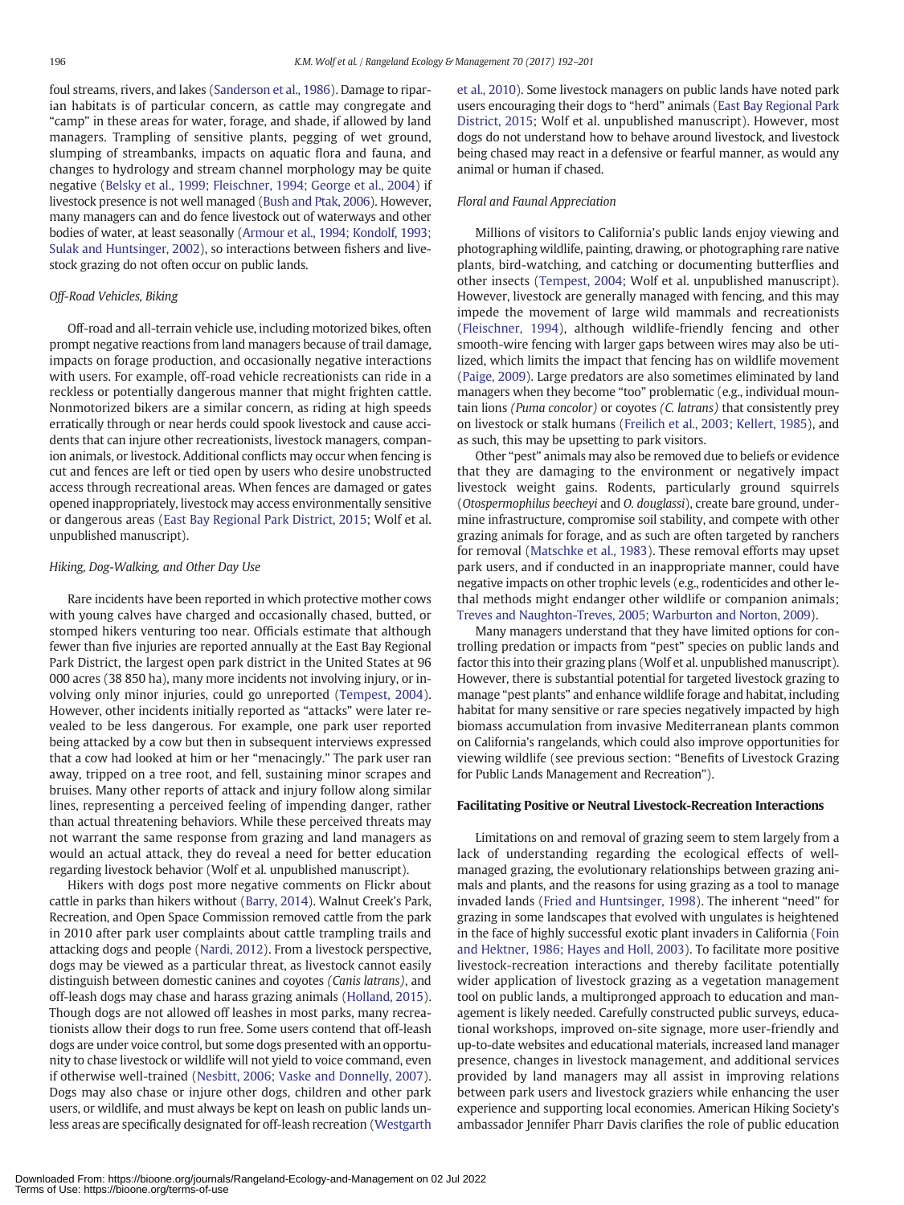foul streams, rivers, and lakes (Sanderson et al., 1986). Damage to riparian habitats is of particular concern, as cattle may congregate and "camp" in these areas for water, forage, and shade, if allowed by land managers. Trampling of sensitive plants, pegging of wet ground, slumping of streambanks, impacts on aquatic flora and fauna, and changes to hydrology and stream channel morphology may be quite negative (Belsky et al., 1999; Fleischner, 1994; George et al., 2004) if livestock presence is not well managed (Bush and Ptak, 2006). However, many managers can and do fence livestock out of waterways and other bodies of water, at least seasonally (Armour et al., 1994; Kondolf, 1993; Sulak and Huntsinger, 2002), so interactions between fishers and livestock grazing do not often occur on public lands.

### Off-Road Vehicles, Biking

Off-road and all-terrain vehicle use, including motorized bikes, often prompt negative reactions from land managers because of trail damage, impacts on forage production, and occasionally negative interactions with users. For example, off-road vehicle recreationists can ride in a reckless or potentially dangerous manner that might frighten cattle. Nonmotorized bikers are a similar concern, as riding at high speeds erratically through or near herds could spook livestock and cause accidents that can injure other recreationists, livestock managers, companion animals, or livestock. Additional conflicts may occur when fencing is cut and fences are left or tied open by users who desire unobstructed access through recreational areas. When fences are damaged or gates opened inappropriately, livestock may access environmentally sensitive or dangerous areas (East Bay Regional Park District, 2015; Wolf et al. unpublished manuscript).

### Hiking, Dog-Walking, and Other Day Use

Rare incidents have been reported in which protective mother cows with young calves have charged and occasionally chased, butted, or stomped hikers venturing too near. Officials estimate that although fewer than five injuries are reported annually at the East Bay Regional Park District, the largest open park district in the United States at 96 000 acres (38 850 ha), many more incidents not involving injury, or involving only minor injuries, could go unreported (Tempest, 2004). However, other incidents initially reported as "attacks" were later revealed to be less dangerous. For example, one park user reported being attacked by a cow but then in subsequent interviews expressed that a cow had looked at him or her "menacingly." The park user ran away, tripped on a tree root, and fell, sustaining minor scrapes and bruises. Many other reports of attack and injury follow along similar lines, representing a perceived feeling of impending danger, rather than actual threatening behaviors. While these perceived threats may not warrant the same response from grazing and land managers as would an actual attack, they do reveal a need for better education regarding livestock behavior (Wolf et al. unpublished manuscript).

Hikers with dogs post more negative comments on Flickr about cattle in parks than hikers without (Barry, 2014). Walnut Creek's Park, Recreation, and Open Space Commission removed cattle from the park in 2010 after park user complaints about cattle trampling trails and attacking dogs and people (Nardi, 2012). From a livestock perspective, dogs may be viewed as a particular threat, as livestock cannot easily distinguish between domestic canines and coyotes *(Canis latrans)*, and off-leash dogs may chase and harass grazing animals (Holland, 2015). Though dogs are not allowed off leashes in most parks, many recreationists allow their dogs to run free. Some users contend that off-leash dogs are under voice control, but some dogs presented with an opportunity to chase livestock or wildlife will not yield to voice command, even if otherwise well-trained (Nesbitt, 2006; Vaske and Donnelly, 2007). Dogs may also chase or injure other dogs, children and other park users, or wildlife, and must always be kept on leash on public lands unless areas are specifically designated for off-leash recreation (Westgarth et al., 2010). Some livestock managers on public lands have noted park users encouraging their dogs to "herd" animals (East Bay Regional Park District, 2015; Wolf et al. unpublished manuscript). However, most dogs do not understand how to behave around livestock, and livestock being chased may react in a defensive or fearful manner, as would any animal or human if chased.

### Floral and Faunal Appreciation

Millions of visitors to California's public lands enjoy viewing and photographing wildlife, painting, drawing, or photographing rare native plants, bird-watching, and catching or documenting butterflies and other insects (Tempest, 2004; Wolf et al. unpublished manuscript). However, livestock are generally managed with fencing, and this may impede the movement of large wild mammals and recreationists (Fleischner, 1994), although wildlife-friendly fencing and other smooth-wire fencing with larger gaps between wires may also be utilized, which limits the impact that fencing has on wildlife movement (Paige, 2009). Large predators are also sometimes eliminated by land managers when they become "too" problematic (e.g., individual mountain lions *(Puma concolor)* or coyotes *(C. latrans)* that consistently prey on livestock or stalk humans (Freilich et al., 2003; Kellert, 1985), and as such, this may be upsetting to park visitors.

Other "pest" animals may also be removed due to beliefs or evidence that they are damaging to the environment or negatively impact livestock weight gains. Rodents, particularly ground squirrels (*Otospermophilus beecheyi* and *O. douglassi*), create bare ground, undermine infrastructure, compromise soil stability, and compete with other grazing animals for forage, and as such are often targeted by ranchers for removal (Matschke et al., 1983). These removal efforts may upset park users, and if conducted in an inappropriate manner, could have negative impacts on other trophic levels (e.g., rodenticides and other lethal methods might endanger other wildlife or companion animals; Treves and Naughton-Treves, 2005; Warburton and Norton, 2009).

Many managers understand that they have limited options for controlling predation or impacts from "pest" species on public lands and factor this into their grazing plans (Wolf et al. unpublished manuscript). However, there is substantial potential for targeted livestock grazing to manage "pest plants" and enhance wildlife forage and habitat, including habitat for many sensitive or rare species negatively impacted by high biomass accumulation from invasive Mediterranean plants common on California's rangelands, which could also improve opportunities for viewing wildlife (see previous section: "Benefits of Livestock Grazing for Public Lands Management and Recreation").

## Facilitating Positive or Neutral Livestock-Recreation Interactions

Limitations on and removal of grazing seem to stem largely from a lack of understanding regarding the ecological effects of well-managed grazing, the evolutionary relationships between grazing animals and plants, and the reasons for using grazing as a tool to manage invaded lands (Fried and Huntsinger, 1998). The inherent "need" for grazing in some landscapes that evolved with ungulates is heightened in the face of highly successful exotic plant invaders in California (Foin and Hektner, 1986; Hayes and Holl, 2003). To facilitate more positive livestock-recreation interactions and thereby facilitate potentially wider application of livestock grazing as a vegetation management tool on public lands, a multipronged approach to education and management is likely needed. Carefully constructed public surveys, educational workshops, improved on-site signage, more user-friendly and up-to-date websites and educational materials, increased land manager presence, changes in livestock management, and additional services provided by land managers may all assist in improving relations between park users and livestock graziers while enhancing the user experience and supporting local economies. American Hiking Society's ambassador Jennifer Pharr Davis clarifies the role of public education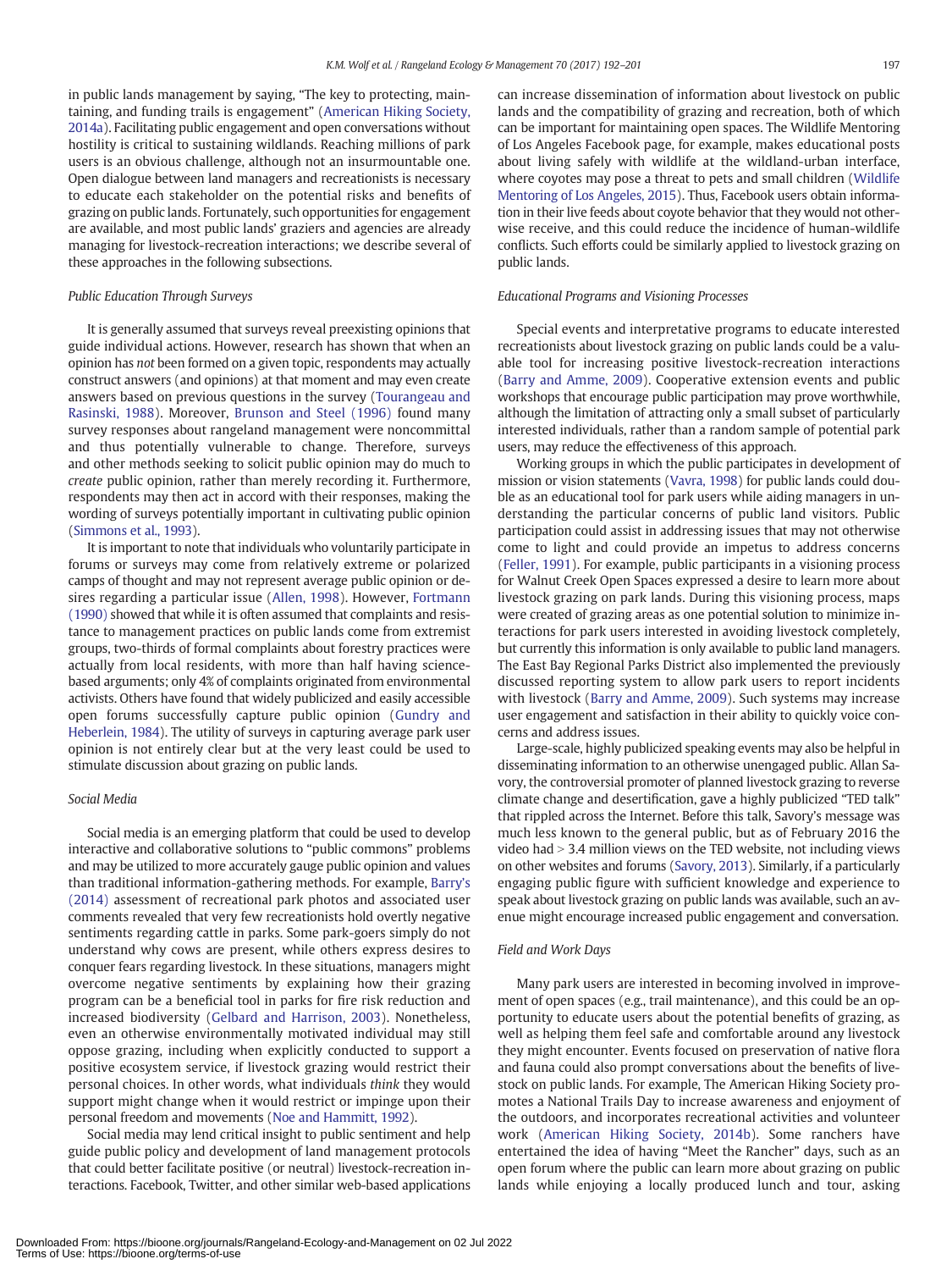in public lands management by saying, "The key to protecting, maintaining, and funding trails is engagement" (American Hiking Society, 2014a). Facilitating public engagement and open conversations without hostility is critical to sustaining wildlands. Reaching millions of park users is an obvious challenge, although not an insurmountable one. Open dialogue between land managers and recreationists is necessary to educate each stakeholder on the potential risks and benefits of grazing on public lands. Fortunately, such opportunities for engagement are available, and most public lands' graziers and agencies are already managing for livestock-recreation interactions; we describe several of these approaches in the following subsections.

### Public Education Through Surveys

It is generally assumed that surveys reveal preexisting opinions that guide individual actions. However, research has shown that when an opinion has *not* been formed on a given topic, respondents may actually construct answers (and opinions) at that moment and may even create answers based on previous questions in the survey (Tourangeau and Rasinski, 1988). Moreover, Brunson and Steel (1996) found many survey responses about rangeland management were noncommittal and thus potentially vulnerable to change. Therefore, surveys and other methods seeking to solicit public opinion may do much to *create* public opinion, rather than merely recording it. Furthermore, respondents may then act in accord with their responses, making the wording of surveys potentially important in cultivating public opinion (Simmons et al., 1993).

It is important to note that individuals who voluntarily participate in forums or surveys may come from relatively extreme or polarized camps of thought and may not represent average public opinion or desires regarding a particular issue (Allen, 1998). However, Fortmann (1990) showed that while it is often assumed that complaints and resistance to management practices on public lands come from extremist groups, two-thirds of formal complaints about forestry practices were actually from local residents, with more than half having science-based arguments; only 4% of complaints originated from environmental activists. Others have found that widely publicized and easily accessible open forums successfully capture public opinion (Gundry and Heberlein, 1984). The utility of surveys in capturing average park user opinion is not entirely clear but at the very least could be used to stimulate discussion about grazing on public lands.

### Social Media

Social media is an emerging platform that could be used to develop interactive and collaborative solutions to "public commons" problems and may be utilized to more accurately gauge public opinion and values than traditional information-gathering methods. For example, Barry's (2014) assessment of recreational park photos and associated user comments revealed that very few recreationists hold overtly negative sentiments regarding cattle in parks. Some park-goers simply do not understand why cows are present, while others express desires to conquer fears regarding livestock. In these situations, managers might overcome negative sentiments by explaining how their grazing program can be a beneficial tool in parks for fire risk reduction and increased biodiversity (Gelbard and Harrison, 2003). Nonetheless, even an otherwise environmentally motivated individual may still oppose grazing, including when explicitly conducted to support a positive ecosystem service, if livestock grazing would restrict their personal choices. In other words, what individuals *think* they would support might change when it would restrict or impinge upon their personal freedom and movements (Noe and Hammitt, 1992).

Social media may lend critical insight to public sentiment and help guide public policy and development of land management protocols that could better facilitate positive (or neutral) livestock-recreation interactions. Facebook, Twitter, and other similar web-based applications can increase dissemination of information about livestock on public lands and the compatibility of grazing and recreation, both of which can be important for maintaining open spaces. The Wildlife Mentoring of Los Angeles Facebook page, for example, makes educational posts about living safely with wildlife at the wildland-urban interface, where coyotes may pose a threat to pets and small children (Wildlife Mentoring of Los Angeles, 2015). Thus, Facebook users obtain information in their live feeds about coyote behavior that they would not otherwise receive, and this could reduce the incidence of human-wildlife conflicts. Such efforts could be similarly applied to livestock grazing on public lands.

### Educational Programs and Visioning Processes

Special events and interpretative programs to educate interested recreationists about livestock grazing on public lands could be a valuable tool for increasing positive livestock-recreation interactions (Barry and Amme, 2009). Cooperative extension events and public workshops that encourage public participation may prove worthwhile, although the limitation of attracting only a small subset of particularly interested individuals, rather than a random sample of potential park users, may reduce the effectiveness of this approach.

Working groups in which the public participates in development of mission or vision statements (Vavra, 1998) for public lands could double as an educational tool for park users while aiding managers in understanding the particular concerns of public land visitors. Public participation could assist in addressing issues that may not otherwise come to light and could provide an impetus to address concerns (Feller, 1991). For example, public participants in a visioning process for Walnut Creek Open Spaces expressed a desire to learn more about livestock grazing on park lands. During this visioning process, maps were created of grazing areas as one potential solution to minimize interactions for park users interested in avoiding livestock completely, but currently this information is only available to public land managers. The East Bay Regional Parks District also implemented the previously discussed reporting system to allow park users to report incidents with livestock (Barry and Amme, 2009). Such systems may increase user engagement and satisfaction in their ability to quickly voice concerns and address issues.

Large-scale, highly publicized speaking events may also be helpful in disseminating information to an otherwise unengaged public. Allan Savory, the controversial promoter of planned livestock grazing to reverse climate change and desertification, gave a highly publicized "TED talk" that rippled across the Internet. Before this talk, Savory's message was much less known to the general public, but as of February 2016 the video had > 3.4 million views on the TED website, not including views on other websites and forums (Savory, 2013). Similarly, if a particularly engaging public figure with sufficient knowledge and experience to speak about livestock grazing on public lands was available, such an avenue might encourage increased public engagement and conversation.

### Field and Work Days

Many park users are interested in becoming involved in improvement of open spaces (e.g., trail maintenance), and this could be an opportunity to educate users about the potential benefits of grazing, as well as helping them feel safe and comfortable around any livestock they might encounter. Events focused on preservation of native flora and fauna could also prompt conversations about the benefits of livestock on public lands. For example, The American Hiking Society promotes a National Trails Day to increase awareness and enjoyment of the outdoors, and incorporates recreational activities and volunteer work (American Hiking Society, 2014b). Some ranchers have entertained the idea of having "Meet the Rancher" days, such as an open forum where the public can learn more about grazing on public lands while enjoying a locally produced lunch and tour, asking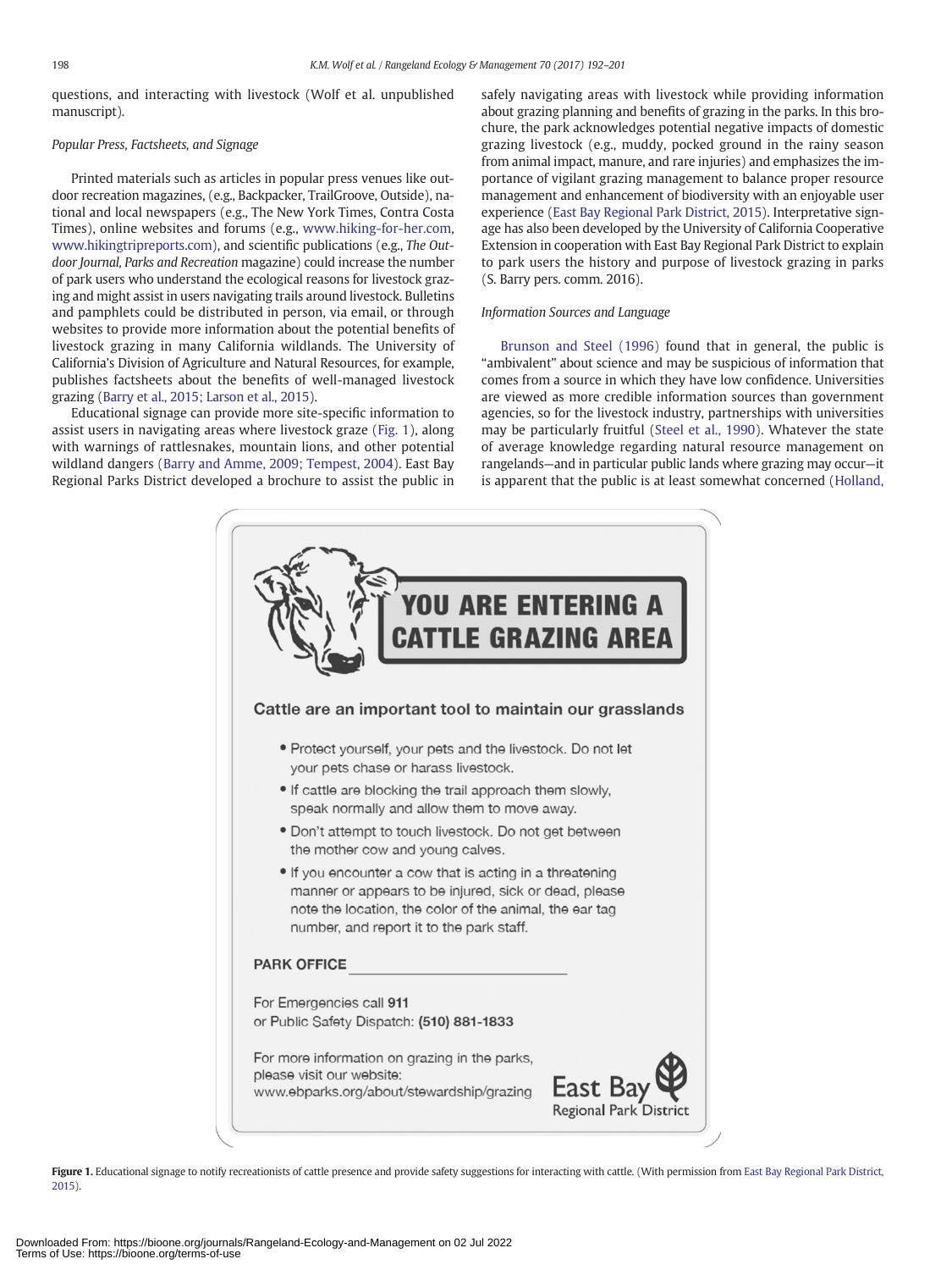questions, and interacting with livestock (Wolf et al. unpublished manuscript).

### Popular Press, Factsheets, and Signage

Printed materials such as articles in popular press venues like outdoor recreation magazines, (e.g., Backpacker, TrailGroove, Outside), national and local newspapers (e.g., The New York Times, Contra Costa Times), online websites and forums (e.g., www.hiking-for-her.com, www.hikingtripreports.com), and scientific publications (e.g., *The Outdoor Journal, Parks and Recreation* magazine) could increase the number of park users who understand the ecological reasons for livestock grazing and might assist in users navigating trails around livestock. Bulletins and pamphlets could be distributed in person, via email, or through websites to provide more information about the potential benefits of livestock grazing in many California wildlands. The University of California's Division of Agriculture and Natural Resources, for example, publishes factsheets about the benefits of well-managed livestock grazing (Barry et al., 2015; Larson et al., 2015).

Educational signage can provide more site-specific information to assist users in navigating areas where livestock graze (Fig. 1), along with warnings of rattlesnakes, mountain lions, and other potential wildland dangers (Barry and Amme, 2009; Tempest, 2004). East Bay Regional Parks District developed a brochure to assist the public in safely navigating areas with livestock while providing information about grazing planning and benefits of grazing in the parks. In this brochure, the park acknowledges potential negative impacts of domestic grazing livestock (e.g., muddy, pocked ground in the rainy season from animal impact, manure, and rare injuries) and emphasizes the importance of vigilant grazing management to balance proper resource management and enhancement of biodiversity with an enjoyable user experience (East Bay Regional Park District, 2015). Interpretative signage has also been developed by the University of California Cooperative Extension in cooperation with East Bay Regional Park District to explain to park users the history and purpose of livestock grazing in parks (S. Barry pers. comm. 2016).

### Information Sources and Language

Brunson and Steel (1996) found that in general, the public is "ambivalent" about science and may be suspicious of information that comes from a source in which they have low confidence. Universities are viewed as more credible information sources than government agencies, so for the livestock industry, partnerships with universities may be particularly fruitful (Steel et al., 1990). Whatever the state of average knowledge regarding natural resource management on rangelands—and in particular public lands where grazing may occur—it is apparent that the public is at least somewhat concerned (Holland,

**YOU ARE ENTERING A CATTLE GRAZING AREA**

**Cattle are an important tool to maintain our grasslands**

- Protect yourself, your pets and the livestock. Do not let your pets chase or harass livestock.
- If cattle are blocking the trail approach them slowly, speak normally and allow them to move away.
- Don't attempt to touch livestock. Do not get between the mother cow and young calves.
- If you encounter a cow that is acting in a threatening manner or appears to be injured, sick or dead, please note the location, the color of the animal, the ear tag number, and report it to the park staff.

**PARK OFFICE** ____________________

For Emergencies call **911**
or Public Safety Dispatch: **(510) 881-1833**

For more information on grazing in the parks, please visit our website:
www.ebparks.org/about/stewardship/grazing

East Bay Regional Park District

**Figure 1.** Educational signage to notify recreationists of cattle presence and provide safety suggestions for interacting with cattle. (With permission from East Bay Regional Park District, 2015).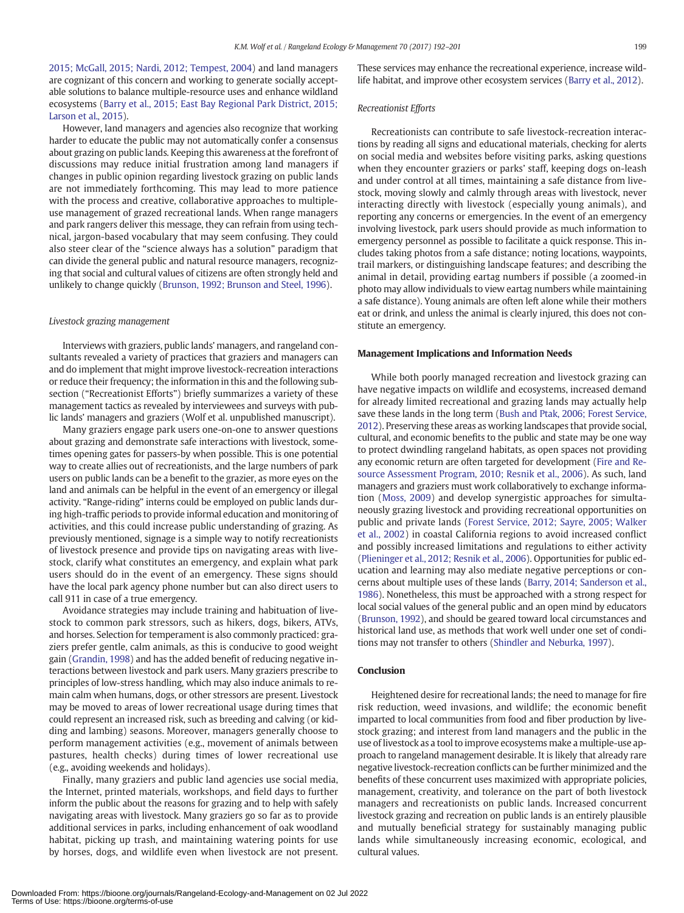2015; McGall, 2015; Nardi, 2012; Tempest, 2004) and land managers are cognizant of this concern and working to generate socially acceptable solutions to balance multiple-resource uses and enhance wildland ecosystems (Barry et al., 2015; East Bay Regional Park District, 2015; Larson et al., 2015).

However, land managers and agencies also recognize that working harder to educate the public may not automatically confer a consensus about grazing on public lands. Keeping this awareness at the forefront of discussions may reduce initial frustration among land managers if changes in public opinion regarding livestock grazing on public lands are not immediately forthcoming. This may lead to more patience with the process and creative, collaborative approaches to multiple-use management of grazed recreational lands. When range managers and park rangers deliver this message, they can refrain from using technical, jargon-based vocabulary that may seem confusing. They could also steer clear of the "science always has a solution" paradigm that can divide the general public and natural resource managers, recognizing that social and cultural values of citizens are often strongly held and unlikely to change quickly (Brunson, 1992; Brunson and Steel, 1996).

### *Livestock grazing management*

Interviews with graziers, public lands' managers, and rangeland consultants revealed a variety of practices that graziers and managers can and do implement that might improve livestock-recreation interactions or reduce their frequency; the information in this and the following subsection ("Recreationist Efforts") briefly summarizes a variety of these management tactics as revealed by interviewees and surveys with public lands' managers and graziers (Wolf et al. unpublished manuscript).

Many graziers engage park users one-on-one to answer questions about grazing and demonstrate safe interactions with livestock, sometimes opening gates for passers-by when possible. This is one potential way to create allies out of recreationists, and the large numbers of park users on public lands can be a benefit to the grazier, as more eyes on the land and animals can be helpful in the event of an emergency or illegal activity. "Range-riding" interns could be employed on public lands during high-traffic periods to provide informal education and monitoring of activities, and this could increase public understanding of grazing. As previously mentioned, signage is a simple way to notify recreationists of livestock presence and provide tips on navigating areas with livestock, clarify what constitutes an emergency, and explain what park users should do in the event of an emergency. These signs should have the local park agency phone number but can also direct users to call 911 in case of a true emergency.

Avoidance strategies may include training and habituation of livestock to common park stressors, such as hikers, dogs, bikers, ATVs, and horses. Selection for temperament is also commonly practiced: graziers prefer gentle, calm animals, as this is conducive to good weight gain (Grandin, 1998) and has the added benefit of reducing negative interactions between livestock and park users. Many graziers prescribe to principles of low-stress handling, which may also induce animals to remain calm when humans, dogs, or other stressors are present. Livestock may be moved to areas of lower recreational usage during times that could represent an increased risk, such as breeding and calving (or kidding and lambing) seasons. Moreover, managers generally choose to perform management activities (e.g., movement of animals between pastures, health checks) during times of lower recreational use (e.g., avoiding weekends and holidays).

Finally, many graziers and public land agencies use social media, the Internet, printed materials, workshops, and field days to further inform the public about the reasons for grazing and to help with safely navigating areas with livestock. Many graziers go so far as to provide additional services in parks, including enhancement of oak woodland habitat, picking up trash, and maintaining watering points for use by horses, dogs, and wildlife even when livestock are not present. These services may enhance the recreational experience, increase wildlife habitat, and improve other ecosystem services (Barry et al., 2012).

### *Recreationist Efforts*

Recreationists can contribute to safe livestock-recreation interactions by reading all signs and educational materials, checking for alerts on social media and websites before visiting parks, asking questions when they encounter graziers or parks' staff, keeping dogs on-leash and under control at all times, maintaining a safe distance from livestock, moving slowly and calmly through areas with livestock, never interacting directly with livestock (especially young animals), and reporting any concerns or emergencies. In the event of an emergency involving livestock, park users should provide as much information to emergency personnel as possible to facilitate a quick response. This includes taking photos from a safe distance; noting locations, waypoints, trail markers, or distinguishing landscape features; and describing the animal in detail, providing eartag numbers if possible (a zoomed-in photo may allow individuals to view eartag numbers while maintaining a safe distance). Young animals are often left alone while their mothers eat or drink, and unless the animal is clearly injured, this does not constitute an emergency.

## Management Implications and Information Needs

While both poorly managed recreation and livestock grazing can have negative impacts on wildlife and ecosystems, increased demand for already limited recreational and grazing lands may actually help save these lands in the long term (Bush and Ptak, 2006; Forest Service, 2012). Preserving these areas as working landscapes that provide social, cultural, and economic benefits to the public and state may be one way to protect dwindling rangeland habitats, as open spaces not providing any economic return are often targeted for development (Fire and Resource Assessment Program, 2010; Resnik et al., 2006). As such, land managers and graziers must work collaboratively to exchange information (Moss, 2009) and develop synergistic approaches for simultaneously grazing livestock and providing recreational opportunities on public and private lands (Forest Service, 2012; Sayre, 2005; Walker et al., 2002) in coastal California regions to avoid increased conflict and possibly increased limitations and regulations to either activity (Plieninger et al., 2012; Resnik et al., 2006). Opportunities for public education and learning may also mediate negative perceptions or concerns about multiple uses of these lands (Barry, 2014; Sanderson et al., 1986). Nonetheless, this must be approached with a strong respect for local social values of the general public and an open mind by educators (Brunson, 1992), and should be geared toward local circumstances and historical land use, as methods that work well under one set of conditions may not transfer to others (Shindler and Neburka, 1997).

## Conclusion

Heightened desire for recreational lands; the need to manage for fire risk reduction, weed invasions, and wildlife; the economic benefit imparted to local communities from food and fiber production by livestock grazing; and interest from land managers and the public in the use of livestock as a tool to improve ecosystems make a multiple-use approach to rangeland management desirable. It is likely that already rare negative livestock-recreation conflicts can be further minimized and the benefits of these concurrent uses maximized with appropriate policies, management, creativity, and tolerance on the part of both livestock managers and recreationists on public lands. Increased concurrent livestock grazing and recreation on public lands is an entirely plausible and mutually beneficial strategy for sustainably managing public lands while simultaneously increasing economic, ecological, and cultural values.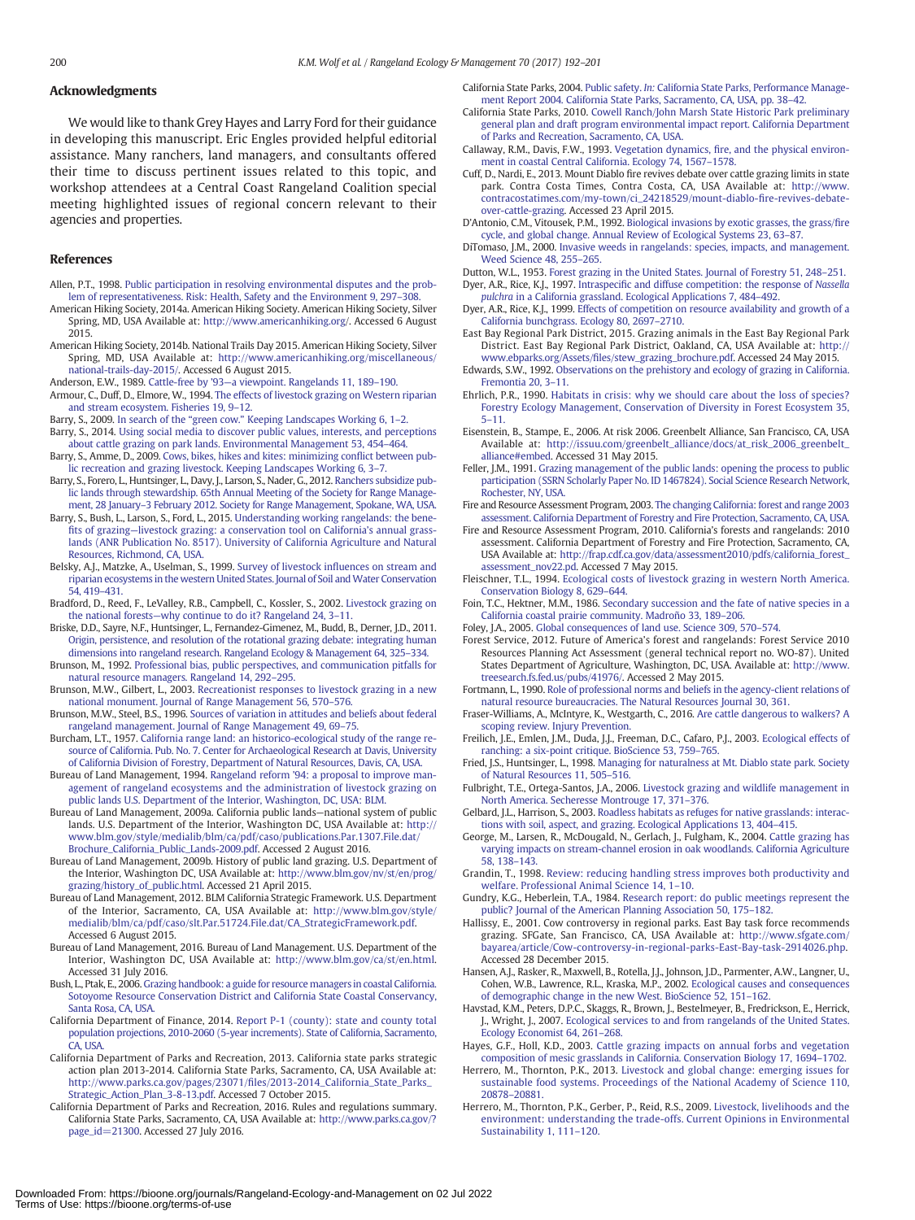## Acknowledgments

We would like to thank Grey Hayes and Larry Ford for their guidance in developing this manuscript. Eric Engles provided helpful editorial assistance. Many ranchers, land managers, and consultants offered their time to discuss pertinent issues related to this topic, and workshop attendees at a Central Coast Rangeland Coalition special meeting highlighted issues of regional concern relevant to their agencies and properties.

## References

Allen, P.T., 1998. Public participation in resolving environmental disputes and the problem of representativeness. Risk: Health, Safety and the Environment 9, 297–308.

American Hiking Society, 2014a. American Hiking Society. American Hiking Society, Silver Spring, MD, USA Available at: http://www.americanhiking.org/. Accessed 6 August 2015.

American Hiking Society, 2014b. National Trails Day 2015. American Hiking Society, Silver Spring, MD, USA Available at: http://www.americanhiking.org/miscellaneous/national-trails-day-2015/. Accessed 6 August 2015.

Anderson, E.W., 1989. Cattle-free by '93—a viewpoint. Rangelands 11, 189–190.

Armour, C., Duff, D., Elmore, W., 1994. The effects of livestock grazing on Western riparian and stream ecosystem. Fisheries 19, 9–12.

Barry, S., 2009. In search of the "green cow." Keeping Landscapes Working 6, 1–2.

Barry, S., 2014. Using social media to discover public values, interests, and perceptions about cattle grazing on park lands. Environmental Management 53, 454–464.

Barry, S., Amme, D., 2009. Cows, bikes, hikes and kites: minimizing conflict between public recreation and grazing livestock. Keeping Landscapes Working 6, 3–7.

Barry, S., Forero, L., Huntsinger, L., Davy, J., Larson, S., Nader, G., 2012. Ranchers subsidize public lands through stewardship. 65th Annual Meeting of the Society for Range Management, 28 January–3 February 2012. Society for Range Management, Spokane, WA, USA.

Barry, S., Bush, L., Larson, S., Ford, L., 2015. Understanding working rangelands: the benefits of grazing—livestock grazing: a conservation tool on California's annual grasslands (ANR Publication No. 8517). University of California Agriculture and Natural Resources, Richmond, CA, USA.

Belsky, A.J., Matzke, A., Uselman, S., 1999. Survey of livestock influences on stream and riparian ecosystems in the western United States. Journal of Soil and Water Conservation 54, 419–431.

Bradford, D., Reed, F., LeValley, R.B., Campbell, C., Kossler, S., 2002. Livestock grazing on the national forests—why continue to do it? Rangeland 24, 3–11.

Briske, D.D., Sayre, N.F., Huntsinger, L., Fernandez-Gimenez, M., Budd, B., Derner, J.D., 2011. Origin, persistence, and resolution of the rotational grazing debate: integrating human dimensions into rangeland research. Rangeland Ecology & Management 64, 325–334.

Brunson, M., 1992. Professional bias, public perspectives, and communication pitfalls for natural resource managers. Rangeland 14, 292–295.

Brunson, M.W., Gilbert, L., 2003. Recreationist responses to livestock grazing in a new national monument. Journal of Range Management 56, 570–576.

Brunson, M.W., Steel, B.S., 1996. Sources of variation in attitudes and beliefs about federal rangeland management. Journal of Range Management 49, 69–75.

Burcham, L.T., 1957. California range land: an historico-ecological study of the range resource of California. Pub. No. 7. Center for Archaeological Research at Davis, University of California Division of Forestry, Department of Natural Resources, Davis, CA, USA.

Bureau of Land Management, 1994. Rangeland reform '94: a proposal to improve management of rangeland ecosystems and the administration of livestock grazing on public lands U.S. Department of the Interior, Washington, DC, USA: BLM.

Bureau of Land Management, 2009a. California public lands—national system of public lands. U.S. Department of the Interior, Washington DC, USA Available at: http://www.blm.gov/style/medialib/blm/ca/pdf/caso/publications.Par.1307.File.dat/Brochure_California_Public_Lands-2009.pdf. Accessed 2 August 2016.

Bureau of Land Management, 2009b. History of public land grazing. U.S. Department of the Interior, Washington DC, USA Available at: http://www.blm.gov/nv/st/en/prog/grazing/history_of_public.html. Accessed 21 April 2015.

Bureau of Land Management, 2012. BLM California Strategic Framework. U.S. Department of the Interior, Sacramento, CA, USA Available at: http://www.blm.gov/style/medialib/blm/ca/pdf/caso/slt.Par.51724.File.dat/CA_StrategicFramework.pdf. Accessed 6 August 2015.

Bureau of Land Management, 2016. Bureau of Land Management. U.S. Department of the Interior, Washington DC, USA Available at: http://www.blm.gov/ca/st/en.html. Accessed 31 July 2016.

Bush, L., 2006. Grazing handbook: a guide for resource managers in coastal California. Sotoyome Resource Conservation District and California State Coastal Conservancy, Santa Rosa, CA, USA.

California Department of Finance, 2014. Report P-1 (county): state and county total population projections, 2010-2060 (5-year increments). State of California, Sacramento, CA, USA.

California Department of Parks and Recreation, 2013. California state parks strategic action plan 2013-2014. California State Parks, Sacramento, CA, USA Available at: http://www.parks.ca.gov/pages/23071/files/2013-2014_California_State_Parks_Strategic_Action_Plan_3-8-13.pdf. Accessed 7 October 2015.

California Department of Parks and Recreation, 2016. Rules and regulations summary. California State Parks, Sacramento, CA, USA Available at: http://www.parks.ca.gov/?page_id=21300. Accessed 27 July 2016.

California State Parks, 2004. Public safety. *In:* California State Parks, Performance Management Report 2004. California State Parks, Sacramento, CA, USA, pp. 38–42.

California State Parks, 2010. Cowell Ranch/John Marsh State Historic Park preliminary general plan and draft program environmental impact report. California Department of Parks and Recreation, Sacramento, CA, USA.

Callaway, R.M., Davis, F.W., 1993. Vegetation dynamics, fire, and the physical environment in coastal Central California. Ecology 74, 1567–1578.

Cuff, D., Nardi, E., 2013. Mount Diablo fire revives debate over cattle grazing limits in state park. Contra Costa Times, Contra Costa, CA, USA Available at: http://www.contracostatimes.com/my-town/ci_24218529/mount-diablo-fire-revives-debate-over-cattle-grazing. Accessed 23 April 2015.

D'Antonio, C.M., Vitousek, P.M., 1992. Biological invasions by exotic grasses, the grass/fire cycle, and global change. Annual Review of Ecological Systems 23, 63–87.

DiTomaso, J.M., 2000. Invasive weeds in rangelands: species, impacts, and management. Weed Science 48, 255–265.

Dutton, W.L., 1953. Forest grazing in the United States. Journal of Forestry 51, 248–251.

Dyer, A.R., Rice, K.J., 1997. Intraspecific and diffuse competition: the response of *Nassella pulchra* in a California grassland. Ecological Applications 7, 484–492.

Dyer, A.R., Rice, K.J., 1999. Effects of competition on resource availability and growth of a California bunchgrass. Ecology 80, 2697–2710.

East Bay Regional Park District, 2015. Grazing animals in the East Bay Regional Park District. East Bay Regional Park District, Oakland, CA, USA Available at: http://www.ebparks.org/Assets/files/stew_grazing_brochure.pdf. Accessed 24 May 2015.

Edwards, S.W., 1992. Observations on the prehistory and ecology of grazing in California. Fremontia 20, 3–11.

Ehrlich, P.R., 1990. Habitats in crisis: why we should care about the loss of species? Forestry Ecology Management, Conservation of Diversity in Forest Ecosystem 35, 5–11.

Eisenstein, B., Stampe, E., 2006. At risk 2006. Greenbelt Alliance, San Francisco, CA, USA Available at: http://issuu.com/greenbelt_alliance/docs/at_risk_2006_greenbelt_alliance#embed. Accessed 31 May 2015.

Feller, J.M., 1991. Grazing management of the public lands: opening the process to public participation (SSRN Scholarly Paper No. ID 1467824). Social Science Research Network, Rochester, NY, USA.

Fire and Resource Assessment Program, 2003. The changing California: forest and range 2003 assessment. California Department of Forestry and Fire Protection, Sacramento, CA, USA.

Fire and Resource Assessment Program, 2010. California's forests and rangelands: 2010 assessment. California Department of Forestry and Fire Protection, Sacramento, CA, USA Available at: http://frap.cdf.ca.gov/data/assessment2010/pdfs/california_forest_assessment_nov22.pd. Accessed 7 May 2015.

Fleischner, T.L., 1994. Ecological costs of livestock grazing in western North America. Conservation Biology 8, 629–644.

Foin, T.C., Hektner, M.M., 1986. Secondary succession and the fate of native species in a California coastal prairie community. Madroño 33, 189–206.

Foley, J.A., 2005. Global consequences of land use. Science 309, 570–574.

Forest Service, 2012. Future of America's forest and rangelands: Forest Service 2010 Resources Planning Act Assessment (general technical report no. WO-87). United States Department of Agriculture, Washington, DC, USA. Available at: http://www.treesearch.fs.fed.us/pubs/41976/. Accessed 2 May 2015.

Fortmann, L., 1990. Role of professional norms and beliefs in the agency-client relations of natural resource bureaucracies. The Natural Resources Journal 30, 361.

Fraser-Williams, A., McIntyre, K., Westgarth, C., 2016. Are cattle dangerous to walkers? A scoping review. Injury Prevention.

Freilich, J.E., Emlen, J.M., Duda, J.J., Freeman, D.C., Cafaro, P.J., 2003. Ecological effects of ranching: a six-point critique. BioScience 53, 759–765.

Fried, J.S., Huntsinger, L., 1998. Managing for naturalness at Mt. Diablo state park. Society of Natural Resources 11, 505–516.

Fulbright, T.E., Ortega-Santos, J.A., 2006. Livestock grazing and wildlife management in North America. Secheresse Montrouge 17, 371–376.

Gelbard, J.L., Harrison, S., 2003. Roadless habitats as refuges for native grasslands: interactions with soil, aspect, and grazing. Ecological Applications 13, 404–415.

George, M., Larsen, R., McDougald, N., Gerlach, J., Fulgham, K., 2004. Cattle grazing has varying impacts on stream-channel erosion in oak woodlands. California Agriculture 58, 138–143.

Grandin, T., 1998. Review: reducing handling stress improves both productivity and welfare. Professional Animal Science 14, 1–10.

Gundry, K.G., Heberlein, T.A., 1984. Research report: do public meetings represent the public? Journal of the American Planning Association 50, 175–182.

Hallissy, E., 2001. Cow controversy in regional parks. East Bay task force recommends grazing. SFGate, San Francisco, CA, USA Available at: http://www.sfgate.com/bayarea/article/Cow-controversy-in-regional-parks-East-Bay-task-2914026.php. Accessed 28 December 2015.

Hansen, A.J., Rasker, R., Maxwell, B., Rotella, J.J., Johnson, J.D., Parmenter, A.W., Langner, U., Cohen, W.B., Lawrence, R.L., Kraska, M.P., 2002. Ecological causes and consequences of demographic change in the new West. BioScience 52, 151–162.

Havstad, K.M., Peters, D.P.C., Skaggs, R., Brown, J., Bestelmeyer, B., Fredrickson, E., Herrick, J., Wright, J., 2007. Ecological services to and from rangelands of the United States. Ecology Economist 64, 261–268.

Hayes, G.F., Holl, K.D., 2003. Cattle grazing impacts on annual forbs and vegetation composition of mesic grasslands in California. Conservation Biology 17, 1694–1702.

Herrero, M., Thornton, P.K., 2013. Livestock and global change: emerging issues for sustainable food systems. Proceedings of the National Academy of Science 110, 20878–20881.

Herrero, M., Thornton, P.K., Gerber, P., Reid, R.S., 2009. Livestock, livelihoods and the environment: understanding the trade-offs. Current Opinions in Environmental Sustainability 1, 111–120.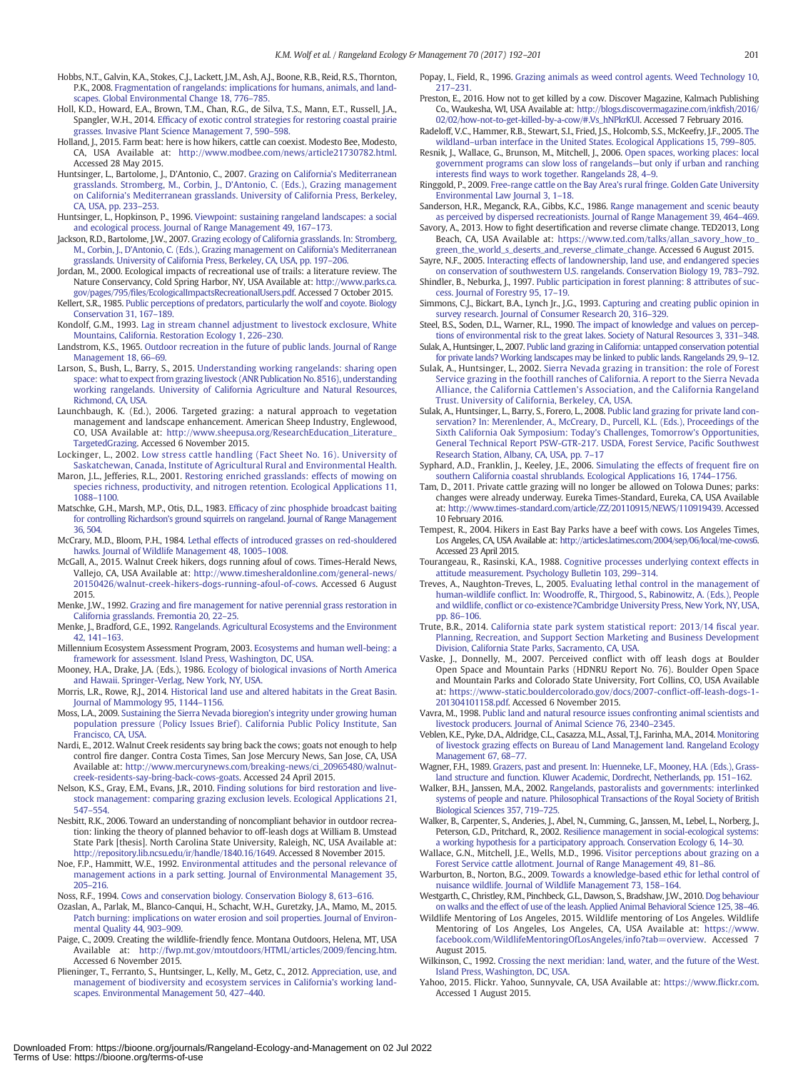Hobbs, N.T., Galvin, K.A., Stokes, C.J., Lackett, J.M., Ash, A.J., Boone, R.B., Reid, R.S., Thornton, P.K., 2008. Fragmentation of rangelands: implications for humans, animals, and landscapes. Global Environmental Change 18, 776–785.

Holl, K.D., Howard, E.A., Brown, T.M., Chan, R.G., de Silva, T.S., Mann, E.T., Russell, J.A., Spangler, W.H., 2014. Efficacy of exotic control strategies for restoring coastal prairie grasses. Invasive Plant Science Management 7, 590–598.

Holland, J., 2015. Farm beat: here is how hikers, cattle can coexist. Modesto Bee, Modesto, CA, USA Available at: http://www.modbee.com/news/article21730782.html. Accessed 28 May 2015.

Huntsinger, L., Bartolome, J., D'Antonio, C., 2007. Grazing on California's Mediterranean grasslands. Stromberg, M., Corbin, J., D'Antonio, C. (Eds.), Grazing management on California's Mediterranean grasslands. University of California Press, Berkeley, CA, USA, pp. 233–253.

Huntsinger, L., Hopkinson, P., 1996. Viewpoint: sustaining rangeland landscapes: a social and ecological process. Journal of Range Management 49, 167–173.

Jackson, R.D., Bartolome, J.W., 2007. Grazing ecology of California grasslands. In: Stromberg, M., Corbin, J., D'Antonio, C. (Eds.), Grazing management on California's Mediterranean grasslands. University of California Press, Berkeley, CA, USA, pp. 197–206.

Jordan, M., 2000. Ecological impacts of recreational use of trails: a literature review. The Nature Conservancy, Cold Spring Harbor, NY, USA Available at: http://www.parks.ca.gov/pages/795/files/EcologicalImpactsRecreationalUsers.pdf. Accessed 7 October 2015.

Kellert, S.R., 1985. Public perceptions of predators, particularly the wolf and coyote. Biology Conservation 31, 167–189.

Kondolf, G.M., 1993. Lag in stream channel adjustment to livestock exclosure, White Mountains, California. Restoration Ecology 1, 226–230.

Landstrom, K.S., 1965. Outdoor recreation in the future of public lands. Journal of Range Management 18, 66–69.

Larson, S., Bush, L., Barry, S., 2015. Understanding working rangelands: sharing open space: what to expect from grazing livestock (ANR Publication No. 8516), understanding working rangelands. University of California Agriculture and Natural Resources, Richmond, CA, USA.

Launchbaugh, K. (Ed.), 2006. Targeted grazing: a natural approach to vegetation management and landscape enhancement. American Sheep Industry, Englewood, CO, USA Available at: http://www.sheepusa.org/ResearchEducation_Literature_TargetedGrazing. Accessed 6 November 2015.

Lockinger, L., 2002. Low stress cattle handling (Fact Sheet No. 16). University of Saskatchewan, Canada, Institute of Agricultural Rural and Environmental Health.

Maron, J.L., Jefferies, R.L., 2001. Restoring enriched grasslands: effects of mowing on species richness, productivity, and nitrogen retention. Ecological Applications 11, 1088–1100.

Matschke, G.H., Marsh, M.P., Otis, D.L., 1983. Efficacy of zinc phosphide broadcast baiting for controlling Richardson's ground squirrels on rangeland. Journal of Range Management 36, 504.

McCrary, M.D., Bloom, P.H., 1984. Lethal effects of introduced grasses on red-shouldered hawks. Journal of Wildlife Management 48, 1005–1008.

McGall, A., 2015. Walnut Creek hikers, dogs running afoul of cows. Times-Herald News, Vallejo, CA, USA Available at: http://www.timesheraldonline.com/general-news/20150426/walnut-creek-hikers-dogs-running-afoul-of-cows. Accessed 6 August 2015.

Menke, J.W., 1992. Grazing and fire management for native perennial grass restoration in California grasslands. Fremontia 20, 22–25.

Menke, J., Bradford, G.E., 1992. Rangelands. Agricultural Ecosystems and the Environment 42, 141–163.

Millennium Ecosystem Assessment Program, 2003. Ecosystems and human well-being: a framework for assessment. Island Press, Washington, DC, USA.

Mooney, H.A., Drake, J.A. (Eds.), 1986. Ecology of biological invasions of North America and Hawaii. Springer-Verlag, New York, NY, USA.

Morris, L.R., Rowe, R.J., 2014. Historical land use and altered habitats in the Great Basin. Journal of Mammology 95, 1144–1156.

Moss, L.A., 2009. Sustaining the Sierra Nevada bioregion's integrity under growing human population pressure (Policy Issues Brief). California Public Policy Institute, San Francisco, CA, USA.

Nardi, E., 2012. Walnut Creek residents say bring back the cows; goats not enough to help control fire danger. Contra Costa Times, San Jose Mercury News, San Jose, CA, USA Available at: http://www.mercurynews.com/breaking-news/ci_20965480/walnut-creek-residents-say-bring-back-cows-goats. Accessed 24 April 2015.

Nelson, K.S., Gray, E.M., Evans, J.R., 2010. Finding solutions for bird restoration and livestock management: comparing grazing exclusion levels. Ecological Applications 21, 547–554.

Nesbitt, R.K., 2006. Toward an understanding of noncompliant behavior in outdoor recreation: linking the theory of planned behavior to off-leash dogs at William B. Umstead State Park [thesis]. North Carolina State University, Raleigh, NC, USA Available at: http://repository.lib.ncsu.edu/ir/handle/1840.16/1649. Accessed 8 November 2015.

Noe, F.P., Hammitt, W.E., 1992. Environmental attitudes and the personal relevance of management actions in a park setting. Journal of Environmental Management 35, 205–216.

Noss, R.F., 1994. Cows and conservation biology. Conservation Biology 8, 613–616.

Ozaslan, A., Parlak, M., Blanco-Canqui, H., Schacht, W.H., Guretzky, J.A., Mamo, M., 2015. Patch burning: implications on water erosion and soil properties. Journal of Environmental Quality 44, 903–909.

Paige, C., 2009. Creating the wildlife-friendly fence. Montana Outdoors, Helena, MT, USA Available at: http://fwp.mt.gov/mtoutdoors/HTML/articles/2009/fencing.htm. Accessed 6 November 2015.

Plieninger, T., Ferranto, S., Huntsinger, L., Kelly, M., Getz, C., 2012. Appreciation, use, and management of biodiversity and ecosystem services in California's working landscapes. Environmental Management 50, 427–440.

Popay, I., Field, R., 1996. Grazing animals as weed control agents. Weed Technology 10, 217–231.

Preston, E., 2016. How not to get killed by a cow. Discover Magazine, Kalmach Publishing Co., Waukesha, WI, USA Available at: http://blogs.discovermagazine.com/inkfish/2016/02/02/how-not-to-get-killed-by-a-cow/#.Vs_hNPkrKUl. Accessed 7 February 2016.

Radeloff, V.C., Hammer, R.B., Stewart, S.I., Fried, J.S., Holcomb, S.S., McKeefry, J.F., 2005. The wildland–urban interface in the United States. Ecological Applications 15, 799–805.

Resnik, J., Wallace, G., Brunson, M., Mitchell, J., 2006. Open spaces, working places: local government programs can slow loss of rangelands—but only if urban and ranching interests find ways to work together. Rangelands 28, 4–9.

Ringgold, P., 2009. Free-range cattle on the Bay Area's rural fringe. Golden Gate University Environmental Law Journal 3, 1–18.

Sanderson, H.R., Meganck, R.A., Gibbs, K.C., 1986. Range management and scenic beauty as perceived by dispersed recreationists. Journal of Range Management 39, 464–469.

Savory, A., 2013. How to fight desertification and reverse climate change. TED2013, Long Beach, CA, USA Available at: https://www.ted.com/talks/allan_savory_how_to_green_the_world_s_deserts_and_reverse_climate_change. Accessed 6 August 2015.

Sayre, N.F., 2005. Interacting effects of landownership, land use, and endangered species on conservation of southwestern U.S. rangelands. Conservation Biology 19, 783–792.

Shindler, B., Neburka, J., 1997. Public participation in forest planning: 8 attributes of success. Journal of Forestry 95, 17–19.

Simmons, C.J., Bickart, B.A., Lynch Jr., J.G., 1993. Capturing and creating public opinion in survey research. Journal of Consumer Research 20, 316–329.

Steel, B.S., Soden, D.L., Warner, R.L., 1990. The impact of knowledge and values on perceptions of environmental risk to the great lakes. Society of Natural Resources 3, 331–348.

Sulak, A., Huntsinger, L., 2007. Public land grazing in California: untapped conservation potential for private lands? Working landscapes may be linked to public lands. Rangelands 29, 9–12.

Sulak, A., Huntsinger, L., 2002. Sierra Nevada grazing in transition: the role of Forest Service grazing in the foothill ranches of California. A report to the Sierra Nevada Alliance, the California Cattlemen's Association, and the California Rangeland Trust. University of California, Berkeley, CA, USA.

Sulak, A., Huntsinger, L., Barry, S., Forero, L., 2008. Public land grazing for private land conservation? In: Merenlender, A., McCreary, D., Purcell, K.L. (Eds.), Proceedings of the Sixth California Oak Symposium: Today's Challenges, Tomorrow's Opportunities, General Technical Report PSW-GTR-217. USDA, Forest Service, Pacific Southwest Research Station, Albany, CA, USA, pp. 7–17

Syphard, A.D., Franklin, J., Keeley, J.E., 2006. Simulating the effects of frequent fire on southern California coastal shrublands. Ecological Applications 16, 1744–1756.

Tam, D., 2011. Private cattle grazing will no longer be allowed on Tolowa Dunes; parks: changes were already underway. Eureka Times-Standard, Eureka, CA, USA Available at: http://www.times-standard.com/article/ZZ/20110915/NEWS/110919439. Accessed 10 February 2016.

Tempest, R., 2004. Hikers in East Bay Parks have a beef with cows. Los Angeles Times, Los Angeles, CA, USA Available at: http://articles.latimes.com/2004/sep/06/local/me-cows6. Accessed 23 April 2015.

Tourangeau, R., Rasinski, K.A., 1988. Cognitive processes underlying context effects in attitude measurement. Psychology Bulletin 103, 299–314.

Treves, A., Naughton-Treves, L., 2005. Evaluating lethal control in the management of human-wildlife conflict. In: Woodroffe, R., Thirgood, S., Rabinowitz, A. (Eds.), People and wildlife, conflict or co-existence?Cambridge University Press, New York, NY, USA, pp. 86–106.

Trute, B.R., 2014. California state park system statistical report: 2013/14 fiscal year. Planning, Recreation, and Support Section Marketing and Business Development Division, California State Parks, Sacramento, CA, USA.

Vaske, J., Donnelly, M., 2007. Perceived conflict with off leash dogs at Boulder Open Space and Mountain Parks (HDNRU Report No. 76). Boulder Open Space and Mountain Parks and Colorado State University, Fort Collins, CO, USA Available at: https://www-static.bouldercolorado.gov/docs/2007-conflict-off-leash-dogs-1-201304101158.pdf. Accessed 6 November 2015.

Vavra, M., 1998. Public land and natural resource issues confronting animal scientists and livestock producers. Journal of Animal Science 76, 2340–2345.

Veblen, K.E., Pyke, D.A., Aldridge, C.L., Casazza, M.L., Assal, T.J., Farinha, M.A., 2014. Monitoring of livestock grazing effects on Bureau of Land Management land. Rangeland Ecology Management 67, 68–77.

Wagner, F.H., 1989. Grazers, past and present. In: Huenneke, L.F., Mooney, H.A. (Eds.), Grassland structure and function. Kluwer Academic, Dordrecht, Netherlands, pp. 151–162.

Walker, B.H., Janssen, M.A., 2002. Rangelands, pastoralists and governments: interlinked systems of people and nature. Philosophical Transactions of the Royal Society of British Biological Sciences 357, 719–725.

Walker, B., Carpenter, S., Anderies, J., Abel, N., Cumming, G., Janssen, M., Lebel, L., Norberg, J., Peterson, G.D., Pritchard, R., 2002. Resilience management in social-ecological systems: a working hypothesis for a participatory approach. Conservation Ecology 6, 14–30.

Wallace, G.N., Mitchell, J.E., Wells, M.D., 1996. Visitor perceptions about grazing on a Forest Service cattle allotment. Journal of Range Management 49, 81–86.

Warburton, B., Norton, B.G., 2009. Towards a knowledge-based ethic for lethal control of nuisance wildlife. Journal of Wildlife Management 73, 158–164.

Westgarth, C., Christley, R.M., Pinchbeck, G.L., Dawson, S., Bradshaw, J.W., 2010. Dog behaviour on walks and the effect of use of the leash. Applied Animal Behavioral Science 125, 38–46.

Wildlife Mentoring of Los Angeles, 2015. Wildlife mentoring of Los Angeles. Wildlife Mentoring of Los Angeles, Los Angeles, CA, USA Available at: https://www.facebook.com/WildlifeMentoringOfLosAngeles/info?tab=overview. Accessed 7 August 2015.

Wilkinson, C., 1992. Crossing the next meridian: land, water, and the future of the West. Island Press, Washington, DC, USA.

Yahoo, 2015. Flickr. Yahoo, Sunnyvale, CA, USA Available at: https://www.flickr.com. Accessed 1 August 2015.